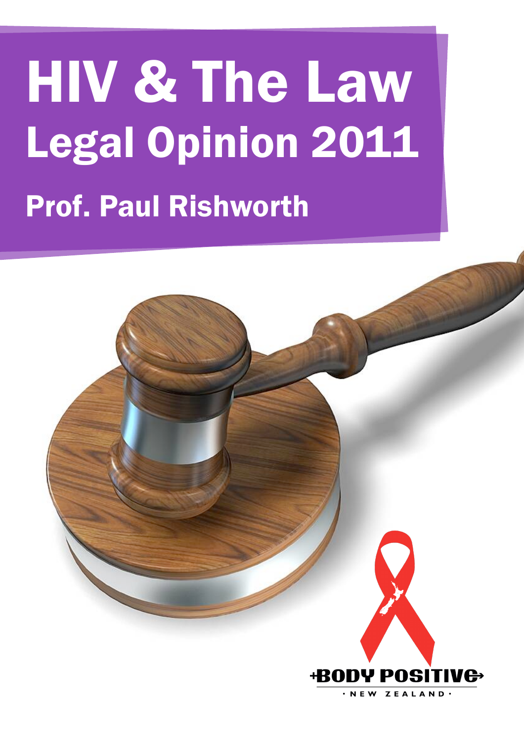# HIV & The Law

## Legal Opinion 2011

### Prof. Paul Rishworth

BODY POSITIVE · NEW ZEALAND ·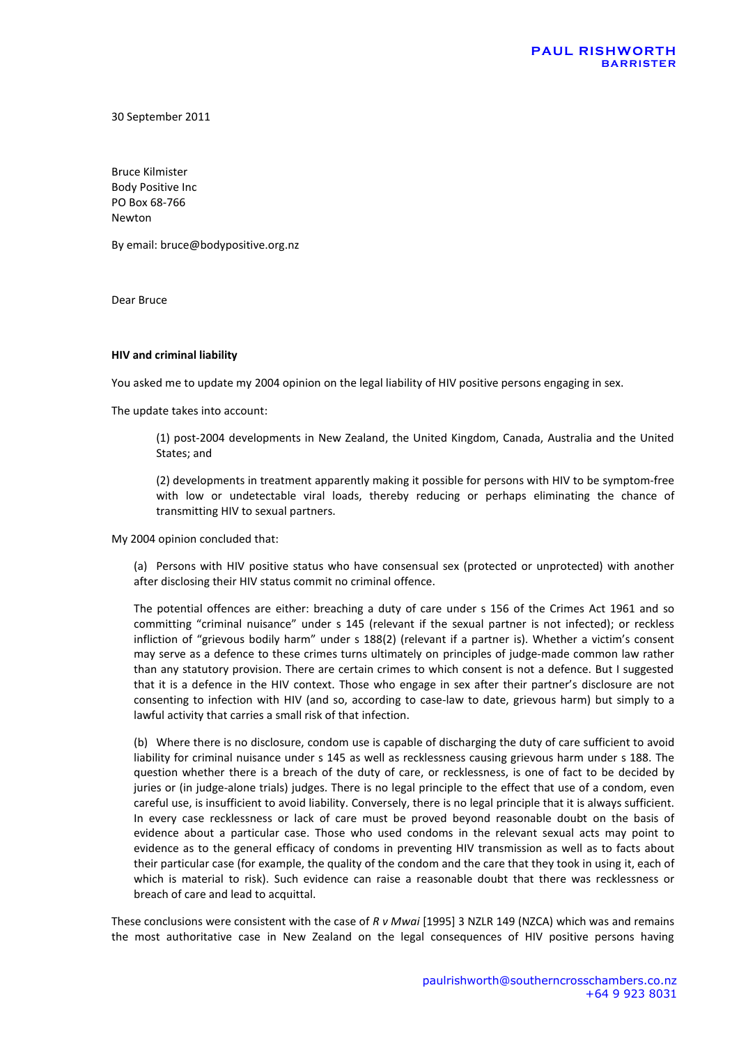**PAUL RISHWORTH**
**BARRISTER**

30 September 2011

Bruce Kilmister
Body Positive Inc
PO Box 68-766
Newton

By email: bruce@bodypositive.org.nz

Dear Bruce

**HIV and criminal liability**

You asked me to update my 2004 opinion on the legal liability of HIV positive persons engaging in sex.

The update takes into account:

> (1) post-2004 developments in New Zealand, the United Kingdom, Canada, Australia and the United States; and
>
> (2) developments in treatment apparently making it possible for persons with HIV to be symptom-free with low or undetectable viral loads, thereby reducing or perhaps eliminating the chance of transmitting HIV to sexual partners.

My 2004 opinion concluded that:

> (a) Persons with HIV positive status who have consensual sex (protected or unprotected) with another after disclosing their HIV status commit no criminal offence.
>
> The potential offences are either: breaching a duty of care under s 156 of the Crimes Act 1961 and so committing "criminal nuisance" under s 145 (relevant if the sexual partner is not infected); or reckless infliction of "grievous bodily harm" under s 188(2) (relevant if a partner is). Whether a victim's consent may serve as a defence to these crimes turns ultimately on principles of judge-made common law rather than any statutory provision. There are certain crimes to which consent is not a defence. But I suggested that it is a defence in the HIV context. Those who engage in sex after their partner's disclosure are not consenting to infection with HIV (and so, according to case-law to date, grievous harm) but simply to a lawful activity that carries a small risk of that infection.
>
> (b) Where there is no disclosure, condom use is capable of discharging the duty of care sufficient to avoid liability for criminal nuisance under s 145 as well as recklessness causing grievous harm under s 188. The question whether there is a breach of the duty of care, or recklessness, is one of fact to be decided by juries or (in judge-alone trials) judges. There is no legal principle to the effect that use of a condom, even careful use, is insufficient to avoid liability. Conversely, there is no legal principle that it is always sufficient. In every case recklessness or lack of care must be proved beyond reasonable doubt on the basis of evidence about a particular case. Those who used condoms in the relevant sexual acts may point to evidence as to the general efficacy of condoms in preventing HIV transmission as well as to facts about their particular case (for example, the quality of the condom and the care that they took in using it, each of which is material to risk). Such evidence can raise a reasonable doubt that there was recklessness or breach of care and lead to acquittal.

These conclusions were consistent with the case of *R v Mwai* [1995] 3 NZLR 149 (NZCA) which was and remains the most authoritative case in New Zealand on the legal consequences of HIV positive persons having

paulrishworth@southerncrosschambers.co.nz
+64 9 923 8031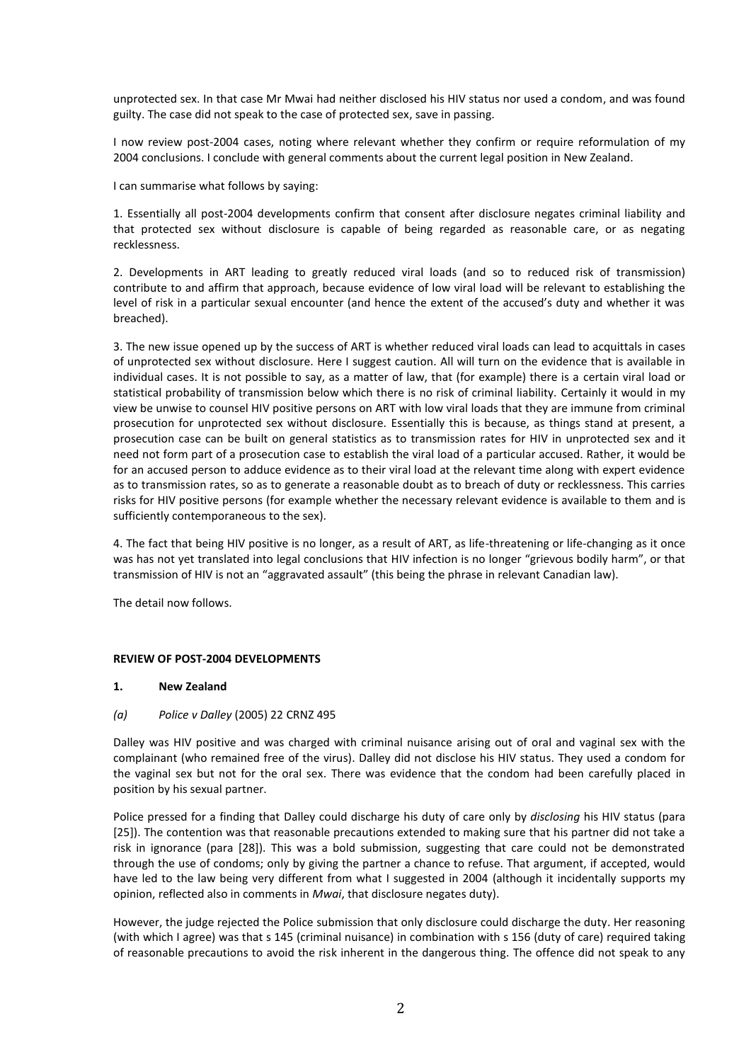unprotected sex. In that case Mr Mwai had neither disclosed his HIV status nor used a condom, and was found guilty. The case did not speak to the case of protected sex, save in passing.

I now review post-2004 cases, noting where relevant whether they confirm or require reformulation of my 2004 conclusions. I conclude with general comments about the current legal position in New Zealand.

I can summarise what follows by saying:

1. Essentially all post-2004 developments confirm that consent after disclosure negates criminal liability and that protected sex without disclosure is capable of being regarded as reasonable care, or as negating recklessness.

2. Developments in ART leading to greatly reduced viral loads (and so to reduced risk of transmission) contribute to and affirm that approach, because evidence of low viral load will be relevant to establishing the level of risk in a particular sexual encounter (and hence the extent of the accused's duty and whether it was breached).

3. The new issue opened up by the success of ART is whether reduced viral loads can lead to acquittals in cases of unprotected sex without disclosure. Here I suggest caution. All will turn on the evidence that is available in individual cases. It is not possible to say, as a matter of law, that (for example) there is a certain viral load or statistical probability of transmission below which there is no risk of criminal liability. Certainly it would in my view be unwise to counsel HIV positive persons on ART with low viral loads that they are immune from criminal prosecution for unprotected sex without disclosure. Essentially this is because, as things stand at present, a prosecution case can be built on general statistics as to transmission rates for HIV in unprotected sex and it need not form part of a prosecution case to establish the viral load of a particular accused. Rather, it would be for an accused person to adduce evidence as to their viral load at the relevant time along with expert evidence as to transmission rates, so as to generate a reasonable doubt as to breach of duty or recklessness. This carries risks for HIV positive persons (for example whether the necessary relevant evidence is available to them and is sufficiently contemporaneous to the sex).

4. The fact that being HIV positive is no longer, as a result of ART, as life-threatening or life-changing as it once was has not yet translated into legal conclusions that HIV infection is no longer "grievous bodily harm", or that transmission of HIV is not an "aggravated assault" (this being the phrase in relevant Canadian law).

The detail now follows.

## REVIEW OF POST-2004 DEVELOPMENTS

### 1. New Zealand

#### *(a) Police v Dalley* (2005) 22 CRNZ 495

Dalley was HIV positive and was charged with criminal nuisance arising out of oral and vaginal sex with the complainant (who remained free of the virus). Dalley did not disclose his HIV status. They used a condom for the vaginal sex but not for the oral sex. There was evidence that the condom had been carefully placed in position by his sexual partner.

Police pressed for a finding that Dalley could discharge his duty of care only by *disclosing* his HIV status (para [25]). The contention was that reasonable precautions extended to making sure that his partner did not take a risk in ignorance (para [28]). This was a bold submission, suggesting that care could not be demonstrated through the use of condoms; only by giving the partner a chance to refuse. That argument, if accepted, would have led to the law being very different from what I suggested in 2004 (although it incidentally supports my opinion, reflected also in comments in *Mwai*, that disclosure negates duty).

However, the judge rejected the Police submission that only disclosure could discharge the duty. Her reasoning (with which I agree) was that s 145 (criminal nuisance) in combination with s 156 (duty of care) required taking of reasonable precautions to avoid the risk inherent in the dangerous thing. The offence did not speak to any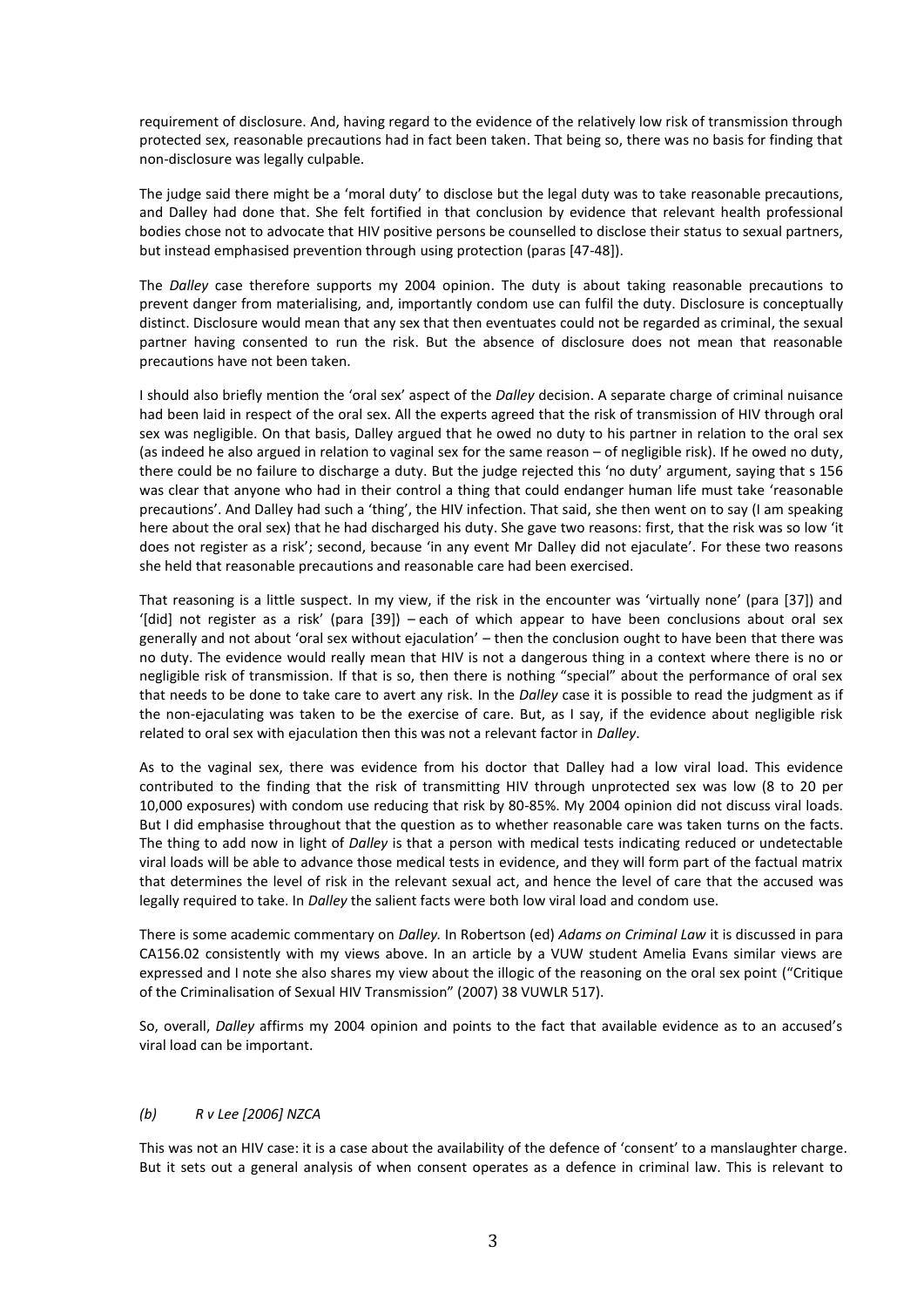requirement of disclosure. And, having regard to the evidence of the relatively low risk of transmission through protected sex, reasonable precautions had in fact been taken. That being so, there was no basis for finding that non-disclosure was legally culpable.

The judge said there might be a 'moral duty' to disclose but the legal duty was to take reasonable precautions, and Dalley had done that. She felt fortified in that conclusion by evidence that relevant health professional bodies chose not to advocate that HIV positive persons be counselled to disclose their status to sexual partners, but instead emphasised prevention through using protection (paras [47-48]).

The *Dalley* case therefore supports my 2004 opinion. The duty is about taking reasonable precautions to prevent danger from materialising, and, importantly condom use can fulfil the duty. Disclosure is conceptually distinct. Disclosure would mean that any sex that then eventuates could not be regarded as criminal, the sexual partner having consented to run the risk. But the absence of disclosure does not mean that reasonable precautions have not been taken.

I should also briefly mention the 'oral sex' aspect of the *Dalley* decision. A separate charge of criminal nuisance had been laid in respect of the oral sex. All the experts agreed that the risk of transmission of HIV through oral sex was negligible. On that basis, Dalley argued that he owed no duty to his partner in relation to the oral sex (as indeed he also argued in relation to vaginal sex for the same reason – of negligible risk). If he owed no duty, there could be no failure to discharge a duty. But the judge rejected this 'no duty' argument, saying that s 156 was clear that anyone who had in their control a thing that could endanger human life must take 'reasonable precautions'. And Dalley had such a 'thing', the HIV infection. That said, she then went on to say (I am speaking here about the oral sex) that he had discharged his duty. She gave two reasons: first, that the risk was so low 'it does not register as a risk'; second, because 'in any event Mr Dalley did not ejaculate'. For these two reasons she held that reasonable precautions and reasonable care had been exercised.

That reasoning is a little suspect. In my view, if the risk in the encounter was 'virtually none' (para [37]) and '[did] not register as a risk' (para [39]) – each of which appear to have been conclusions about oral sex generally and not about 'oral sex without ejaculation' – then the conclusion ought to have been that there was no duty. The evidence would really mean that HIV is not a dangerous thing in a context where there is no or negligible risk of transmission. If that is so, then there is nothing "special" about the performance of oral sex that needs to be done to take care to avert any risk. In the *Dalley* case it is possible to read the judgment as if the non-ejaculating was taken to be the exercise of care. But, as I say, if the evidence about negligible risk related to oral sex with ejaculation then this was not a relevant factor in *Dalley*.

As to the vaginal sex, there was evidence from his doctor that Dalley had a low viral load. This evidence contributed to the finding that the risk of transmitting HIV through unprotected sex was low (8 to 20 per 10,000 exposures) with condom use reducing that risk by 80-85%. My 2004 opinion did not discuss viral loads. But I did emphasise throughout that the question as to whether reasonable care was taken turns on the facts. The thing to add now in light of *Dalley* is that a person with medical tests indicating reduced or undetectable viral loads will be able to advance those medical tests in evidence, and they will form part of the factual matrix that determines the level of risk in the relevant sexual act, and hence the level of care that the accused was legally required to take. In *Dalley* the salient facts were both low viral load and condom use.

There is some academic commentary on *Dalley.* In Robertson (ed) *Adams on Criminal Law* it is discussed in para CA156.02 consistently with my views above. In an article by a VUW student Amelia Evans similar views are expressed and I note she also shares my view about the illogic of the reasoning on the oral sex point ("Critique of the Criminalisation of Sexual HIV Transmission" (2007) 38 VUWLR 517).

So, overall, *Dalley* affirms my 2004 opinion and points to the fact that available evidence as to an accused's viral load can be important.

### *(b) R v Lee [2006] NZCA*

This was not an HIV case: it is a case about the availability of the defence of 'consent' to a manslaughter charge. But it sets out a general analysis of when consent operates as a defence in criminal law. This is relevant to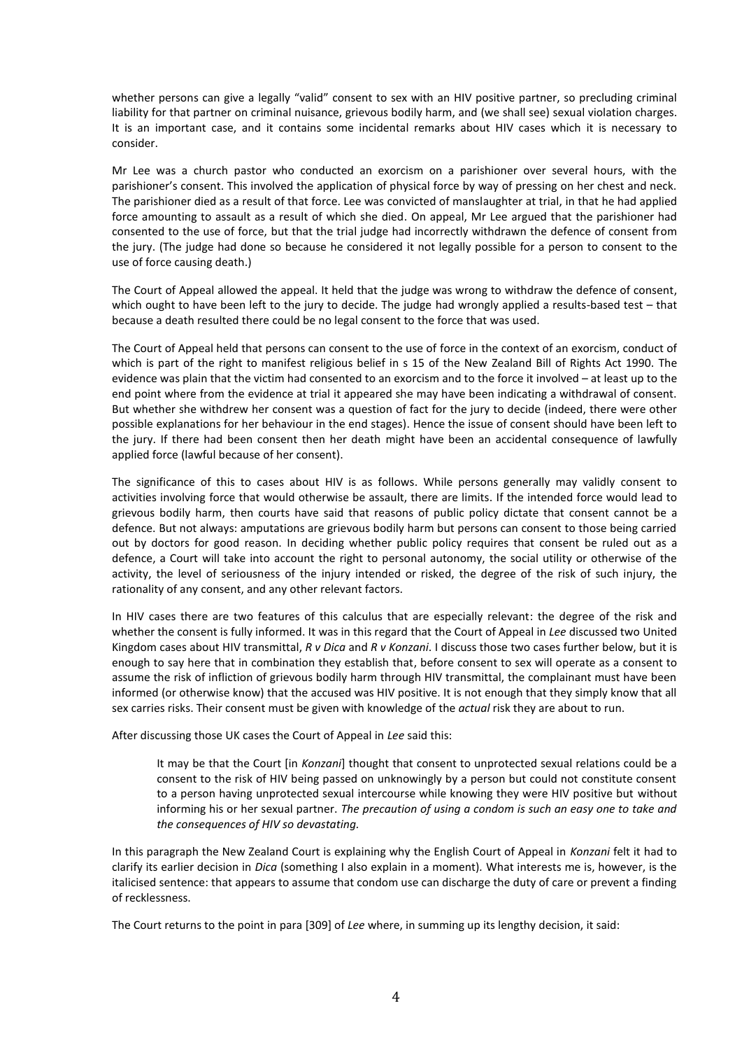whether persons can give a legally "valid" consent to sex with an HIV positive partner, so precluding criminal liability for that partner on criminal nuisance, grievous bodily harm, and (we shall see) sexual violation charges. It is an important case, and it contains some incidental remarks about HIV cases which it is necessary to consider.

Mr Lee was a church pastor who conducted an exorcism on a parishioner over several hours, with the parishioner's consent. This involved the application of physical force by way of pressing on her chest and neck. The parishioner died as a result of that force. Lee was convicted of manslaughter at trial, in that he had applied force amounting to assault as a result of which she died. On appeal, Mr Lee argued that the parishioner had consented to the use of force, but that the trial judge had incorrectly withdrawn the defence of consent from the jury. (The judge had done so because he considered it not legally possible for a person to consent to the use of force causing death.)

The Court of Appeal allowed the appeal. It held that the judge was wrong to withdraw the defence of consent, which ought to have been left to the jury to decide. The judge had wrongly applied a results-based test – that because a death resulted there could be no legal consent to the force that was used.

The Court of Appeal held that persons can consent to the use of force in the context of an exorcism, conduct of which is part of the right to manifest religious belief in s 15 of the New Zealand Bill of Rights Act 1990. The evidence was plain that the victim had consented to an exorcism and to the force it involved – at least up to the end point where from the evidence at trial it appeared she may have been indicating a withdrawal of consent. But whether she withdrew her consent was a question of fact for the jury to decide (indeed, there were other possible explanations for her behaviour in the end stages). Hence the issue of consent should have been left to the jury. If there had been consent then her death might have been an accidental consequence of lawfully applied force (lawful because of her consent).

The significance of this to cases about HIV is as follows. While persons generally may validly consent to activities involving force that would otherwise be assault, there are limits. If the intended force would lead to grievous bodily harm, then courts have said that reasons of public policy dictate that consent cannot be a defence. But not always: amputations are grievous bodily harm but persons can consent to those being carried out by doctors for good reason. In deciding whether public policy requires that consent be ruled out as a defence, a Court will take into account the right to personal autonomy, the social utility or otherwise of the activity, the level of seriousness of the injury intended or risked, the degree of the risk of such injury, the rationality of any consent, and any other relevant factors.

In HIV cases there are two features of this calculus that are especially relevant: the degree of the risk and whether the consent is fully informed. It was in this regard that the Court of Appeal in *Lee* discussed two United Kingdom cases about HIV transmittal, *R v Dica* and *R v Konzani*. I discuss those two cases further below, but it is enough to say here that in combination they establish that, before consent to sex will operate as a consent to assume the risk of infliction of grievous bodily harm through HIV transmittal, the complainant must have been informed (or otherwise know) that the accused was HIV positive. It is not enough that they simply know that all sex carries risks. Their consent must be given with knowledge of the *actual* risk they are about to run.

After discussing those UK cases the Court of Appeal in *Lee* said this:

> It may be that the Court [in *Konzani*] thought that consent to unprotected sexual relations could be a consent to the risk of HIV being passed on unknowingly by a person but could not constitute consent to a person having unprotected sexual intercourse while knowing they were HIV positive but without informing his or her sexual partner. *The precaution of using a condom is such an easy one to take and the consequences of HIV so devastating.*

In this paragraph the New Zealand Court is explaining why the English Court of Appeal in *Konzani* felt it had to clarify its earlier decision in *Dica* (something I also explain in a moment). What interests me is, however, is the italicised sentence: that appears to assume that condom use can discharge the duty of care or prevent a finding of recklessness.

The Court returns to the point in para [309] of *Lee* where, in summing up its lengthy decision, it said: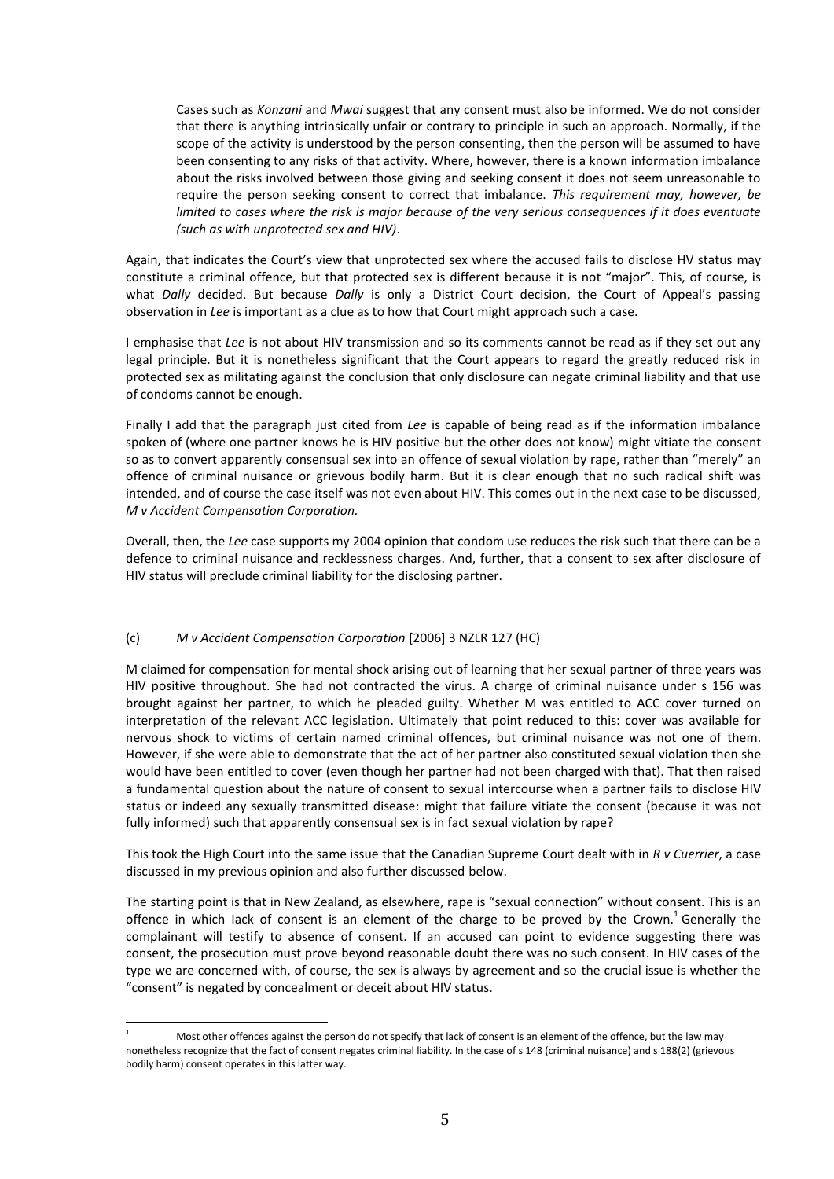> Cases such as *Konzani* and *Mwai* suggest that any consent must also be informed. We do not consider that there is anything intrinsically unfair or contrary to principle in such an approach. Normally, if the scope of the activity is understood by the person consenting, then the person will be assumed to have been consenting to any risks of that activity. Where, however, there is a known information imbalance about the risks involved between those giving and seeking consent it does not seem unreasonable to require the person seeking consent to correct that imbalance. *This requirement may, however, be limited to cases where the risk is major because of the very serious consequences if it does eventuate (such as with unprotected sex and HIV)*.

Again, that indicates the Court's view that unprotected sex where the accused fails to disclose HV status may constitute a criminal offence, but that protected sex is different because it is not "major". This, of course, is what *Dally* decided. But because *Dally* is only a District Court decision, the Court of Appeal's passing observation in *Lee* is important as a clue as to how that Court might approach such a case.

I emphasise that *Lee* is not about HIV transmission and so its comments cannot be read as if they set out any legal principle. But it is nonetheless significant that the Court appears to regard the greatly reduced risk in protected sex as militating against the conclusion that only disclosure can negate criminal liability and that use of condoms cannot be enough.

Finally I add that the paragraph just cited from *Lee* is capable of being read as if the information imbalance spoken of (where one partner knows he is HIV positive but the other does not know) might vitiate the consent so as to convert apparently consensual sex into an offence of sexual violation by rape, rather than "merely" an offence of criminal nuisance or grievous bodily harm. But it is clear enough that no such radical shift was intended, and of course the case itself was not even about HIV. This comes out in the next case to be discussed, *M v Accident Compensation Corporation.*

Overall, then, the *Lee* case supports my 2004 opinion that condom use reduces the risk such that there can be a defence to criminal nuisance and recklessness charges. And, further, that a consent to sex after disclosure of HIV status will preclude criminal liability for the disclosing partner.

### (c) *M v Accident Compensation Corporation* [2006] 3 NZLR 127 (HC)

M claimed for compensation for mental shock arising out of learning that her sexual partner of three years was HIV positive throughout. She had not contracted the virus. A charge of criminal nuisance under s 156 was brought against her partner, to which he pleaded guilty. Whether M was entitled to ACC cover turned on interpretation of the relevant ACC legislation. Ultimately that point reduced to this: cover was available for nervous shock to victims of certain named criminal offences, but criminal nuisance was not one of them. However, if she were able to demonstrate that the act of her partner also constituted sexual violation then she would have been entitled to cover (even though her partner had not been charged with that). That then raised a fundamental question about the nature of consent to sexual intercourse when a partner fails to disclose HIV status or indeed any sexually transmitted disease: might that failure vitiate the consent (because it was not fully informed) such that apparently consensual sex is in fact sexual violation by rape?

This took the High Court into the same issue that the Canadian Supreme Court dealt with in *R v Cuerrier*, a case discussed in my previous opinion and also further discussed below.

The starting point is that in New Zealand, as elsewhere, rape is "sexual connection" without consent. This is an offence in which lack of consent is an element of the charge to be proved by the Crown.[1] Generally the complainant will testify to absence of consent. If an accused can point to evidence suggesting there was consent, the prosecution must prove beyond reasonable doubt there was no such consent. In HIV cases of the type we are concerned with, of course, the sex is always by agreement and so the crucial issue is whether the "consent" is negated by concealment or deceit about HIV status.

---

[1] Most other offences against the person do not specify that lack of consent is an element of the offence, but the law may nonetheless recognize that the fact of consent negates criminal liability. In the case of s 148 (criminal nuisance) and s 188(2) (grievous bodily harm) consent operates in this latter way.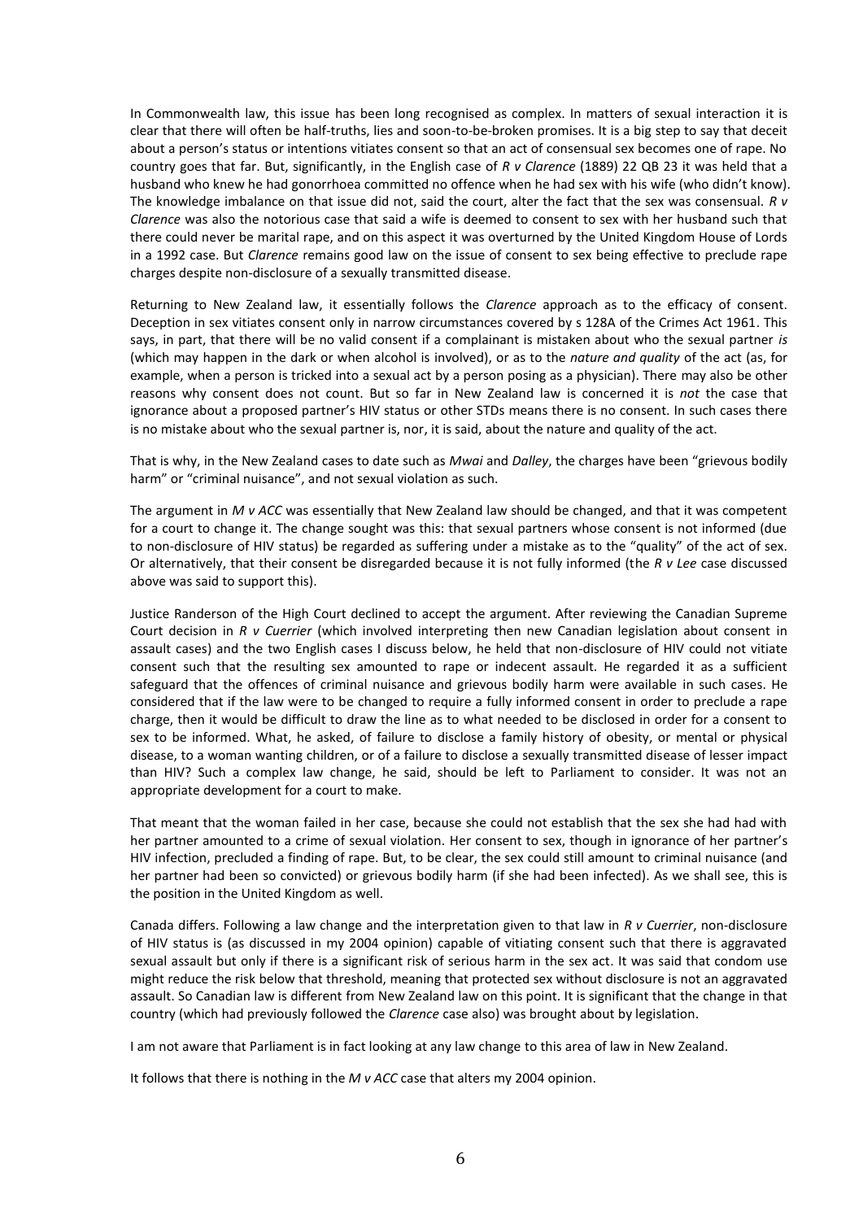In Commonwealth law, this issue has been long recognised as complex. In matters of sexual interaction it is clear that there will often be half-truths, lies and soon-to-be-broken promises. It is a big step to say that deceit about a person's status or intentions vitiates consent so that an act of consensual sex becomes one of rape. No country goes that far. But, significantly, in the English case of *R v Clarence* (1889) 22 QB 23 it was held that a husband who knew he had gonorrhoea committed no offence when he had sex with his wife (who didn't know). The knowledge imbalance on that issue did not, said the court, alter the fact that the sex was consensual. *R v Clarence* was also the notorious case that said a wife is deemed to consent to sex with her husband such that there could never be marital rape, and on this aspect it was overturned by the United Kingdom House of Lords in a 1992 case. But *Clarence* remains good law on the issue of consent to sex being effective to preclude rape charges despite non-disclosure of a sexually transmitted disease.

Returning to New Zealand law, it essentially follows the *Clarence* approach as to the efficacy of consent. Deception in sex vitiates consent only in narrow circumstances covered by s 128A of the Crimes Act 1961. This says, in part, that there will be no valid consent if a complainant is mistaken about who the sexual partner *is* (which may happen in the dark or when alcohol is involved), or as to the *nature and quality* of the act (as, for example, when a person is tricked into a sexual act by a person posing as a physician). There may also be other reasons why consent does not count. But so far in New Zealand law is concerned it is *not* the case that ignorance about a proposed partner's HIV status or other STDs means there is no consent. In such cases there is no mistake about who the sexual partner is, nor, it is said, about the nature and quality of the act.

That is why, in the New Zealand cases to date such as *Mwai* and *Dalley*, the charges have been "grievous bodily harm" or "criminal nuisance", and not sexual violation as such.

The argument in *M v ACC* was essentially that New Zealand law should be changed, and that it was competent for a court to change it. The change sought was this: that sexual partners whose consent is not informed (due to non-disclosure of HIV status) be regarded as suffering under a mistake as to the "quality" of the act of sex. Or alternatively, that their consent be disregarded because it is not fully informed (the *R v Lee* case discussed above was said to support this).

Justice Randerson of the High Court declined to accept the argument. After reviewing the Canadian Supreme Court decision in *R v Cuerrier* (which involved interpreting then new Canadian legislation about consent in assault cases) and the two English cases I discuss below, he held that non-disclosure of HIV could not vitiate consent such that the resulting sex amounted to rape or indecent assault. He regarded it as a sufficient safeguard that the offences of criminal nuisance and grievous bodily harm were available in such cases. He considered that if the law were to be changed to require a fully informed consent in order to preclude a rape charge, then it would be difficult to draw the line as to what needed to be disclosed in order for a consent to sex to be informed. What, he asked, of failure to disclose a family history of obesity, or mental or physical disease, to a woman wanting children, or of a failure to disclose a sexually transmitted disease of lesser impact than HIV? Such a complex law change, he said, should be left to Parliament to consider. It was not an appropriate development for a court to make.

That meant that the woman failed in her case, because she could not establish that the sex she had had with her partner amounted to a crime of sexual violation. Her consent to sex, though in ignorance of her partner's HIV infection, precluded a finding of rape. But, to be clear, the sex could still amount to criminal nuisance (and her partner had been so convicted) or grievous bodily harm (if she had been infected). As we shall see, this is the position in the United Kingdom as well.

Canada differs. Following a law change and the interpretation given to that law in *R v Cuerrier*, non-disclosure of HIV status is (as discussed in my 2004 opinion) capable of vitiating consent such that there is aggravated sexual assault but only if there is a significant risk of serious harm in the sex act. It was said that condom use might reduce the risk below that threshold, meaning that protected sex without disclosure is not an aggravated assault. So Canadian law is different from New Zealand law on this point. It is significant that the change in that country (which had previously followed the *Clarence* case also) was brought about by legislation.

I am not aware that Parliament is in fact looking at any law change to this area of law in New Zealand.

It follows that there is nothing in the *M v ACC* case that alters my 2004 opinion.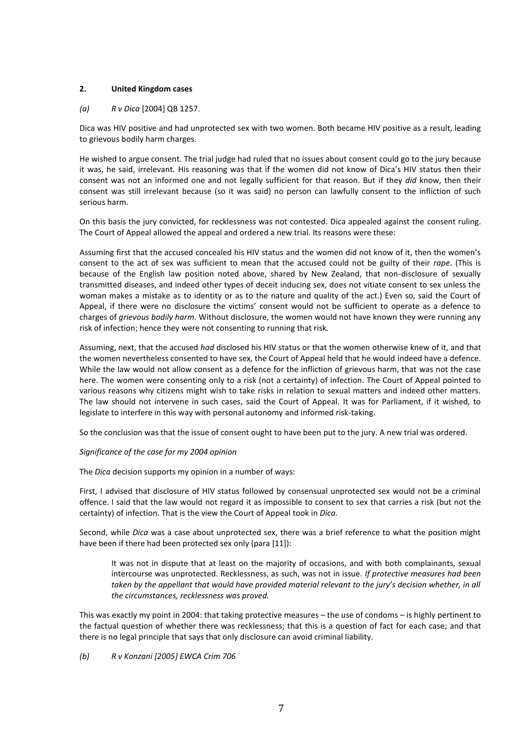## 2. United Kingdom cases

### *(a) R v Dica* [2004] QB 1257.

Dica was HIV positive and had unprotected sex with two women. Both became HIV positive as a result, leading to grievous bodily harm charges.

He wished to argue consent. The trial judge had ruled that no issues about consent could go to the jury because it was, he said, irrelevant. His reasoning was that if the women did not know of Dica's HIV status then their consent was not an informed one and not legally sufficient for that reason. But if they *did* know, then their consent was still irrelevant because (so it was said) no person can lawfully consent to the infliction of such serious harm.

On this basis the jury convicted, for recklessness was not contested. Dica appealed against the consent ruling. The Court of Appeal allowed the appeal and ordered a new trial. Its reasons were these:

Assuming first that the accused concealed his HIV status and the women did not know of it, then the women's consent to the act of sex was sufficient to mean that the accused could not be guilty of their *rape*. (This is because of the English law position noted above, shared by New Zealand, that non-disclosure of sexually transmitted diseases, and indeed other types of deceit inducing sex, does not vitiate consent to sex unless the woman makes a mistake as to identity or as to the nature and quality of the act.) Even so, said the Court of Appeal, if there were no disclosure the victims' consent would not be sufficient to operate as a defence to charges of *grievous bodily harm*. Without disclosure, the women would not have known they were running any risk of infection; hence they were not consenting to running that risk.

Assuming, next, that the accused *had* disclosed his HIV status or that the women otherwise knew of it, and that the women nevertheless consented to have sex, the Court of Appeal held that he would indeed have a defence. While the law would not allow consent as a defence for the infliction of grievous harm, that was not the case here. The women were consenting only to a risk (not a certainty) of infection. The Court of Appeal pointed to various reasons why citizens might wish to take risks in relation to sexual matters and indeed other matters. The law should not intervene in such cases, said the Court of Appeal. It was for Parliament, if it wished, to legislate to interfere in this way with personal autonomy and informed risk-taking.

So the conclusion was that the issue of consent ought to have been put to the jury. A new trial was ordered.

*Significance of the case for my 2004 opinion*

The *Dica* decision supports my opinion in a number of ways:

First, I advised that disclosure of HIV status followed by consensual unprotected sex would not be a criminal offence. I said that the law would not regard it as impossible to consent to sex that carries a risk (but not the certainty) of infection. That is the view the Court of Appeal took in *Dica.*

Second, while *Dica* was a case about unprotected sex, there was a brief reference to what the position might have been if there had been protected sex only (para [11]):

> It was not in dispute that at least on the majority of occasions, and with both complainants, sexual intercourse was unprotected. Recklessness, as such, was not in issue. *If protective measures had been taken by the appellant that would have provided material relevant to the jury's decision whether, in all the circumstances, recklessness was proved.*

This was exactly my point in 2004: that taking protective measures – the use of condoms – is highly pertinent to the factual question of whether there was recklessness; that this is a question of fact for each case; and that there is no legal principle that says that only disclosure can avoid criminal liability.

### *(b) R v Konzani [2005] EWCA Crim 706*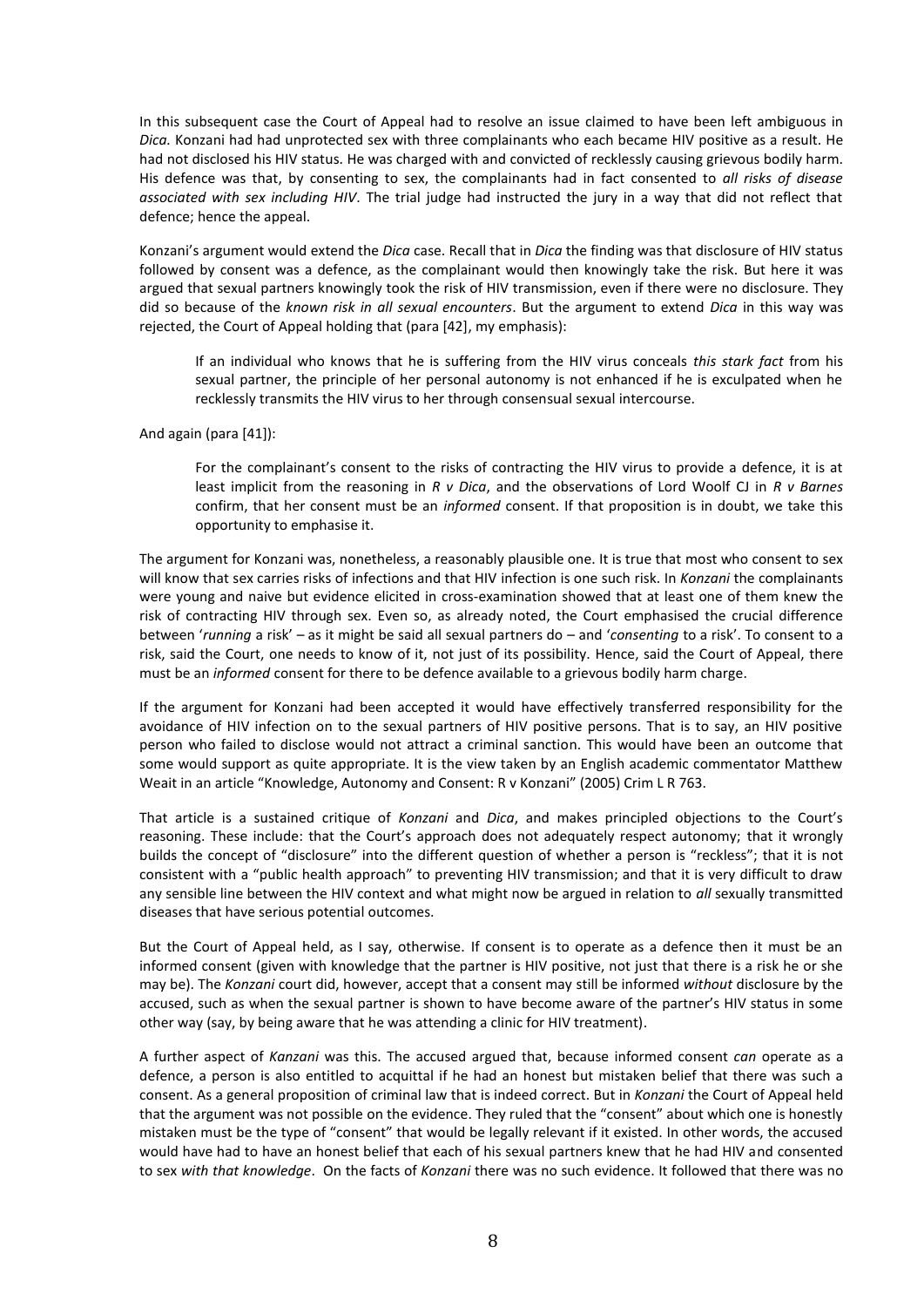In this subsequent case the Court of Appeal had to resolve an issue claimed to have been left ambiguous in *Dica*. Konzani had had unprotected sex with three complainants who each became HIV positive as a result. He had not disclosed his HIV status. He was charged with and convicted of recklessly causing grievous bodily harm. His defence was that, by consenting to sex, the complainants had in fact consented to *all risks of disease associated with sex including HIV*. The trial judge had instructed the jury in a way that did not reflect that defence; hence the appeal.

Konzani's argument would extend the *Dica* case. Recall that in *Dica* the finding was that disclosure of HIV status followed by consent was a defence, as the complainant would then knowingly take the risk. But here it was argued that sexual partners knowingly took the risk of HIV transmission, even if there were no disclosure. They did so because of the *known risk in all sexual encounters*. But the argument to extend *Dica* in this way was rejected, the Court of Appeal holding that (para [42], my emphasis):

> If an individual who knows that he is suffering from the HIV virus conceals *this stark fact* from his sexual partner, the principle of her personal autonomy is not enhanced if he is exculpated when he recklessly transmits the HIV virus to her through consensual sexual intercourse.

And again (para [41]):

> For the complainant's consent to the risks of contracting the HIV virus to provide a defence, it is at least implicit from the reasoning in *R v Dica*, and the observations of Lord Woolf CJ in *R v Barnes* confirm, that her consent must be an *informed* consent. If that proposition is in doubt, we take this opportunity to emphasise it.

The argument for Konzani was, nonetheless, a reasonably plausible one. It is true that most who consent to sex will know that sex carries risks of infections and that HIV infection is one such risk. In *Konzani* the complainants were young and naive but evidence elicited in cross-examination showed that at least one of them knew the risk of contracting HIV through sex. Even so, as already noted, the Court emphasised the crucial difference between '*running* a risk' – as it might be said all sexual partners do – and '*consenting* to a risk'. To consent to a risk, said the Court, one needs to know of it, not just of its possibility. Hence, said the Court of Appeal, there must be an *informed* consent for there to be defence available to a grievous bodily harm charge.

If the argument for Konzani had been accepted it would have effectively transferred responsibility for the avoidance of HIV infection on to the sexual partners of HIV positive persons. That is to say, an HIV positive person who failed to disclose would not attract a criminal sanction. This would have been an outcome that some would support as quite appropriate. It is the view taken by an English academic commentator Matthew Weait in an article "Knowledge, Autonomy and Consent: R v Konzani" (2005) Crim L R 763.

That article is a sustained critique of *Konzani* and *Dica*, and makes principled objections to the Court's reasoning. These include: that the Court's approach does not adequately respect autonomy; that it wrongly builds the concept of "disclosure" into the different question of whether a person is "reckless"; that it is not consistent with a "public health approach" to preventing HIV transmission; and that it is very difficult to draw any sensible line between the HIV context and what might now be argued in relation to *all* sexually transmitted diseases that have serious potential outcomes.

But the Court of Appeal held, as I say, otherwise. If consent is to operate as a defence then it must be an informed consent (given with knowledge that the partner is HIV positive, not just that there is a risk he or she may be). The *Konzani* court did, however, accept that a consent may still be informed *without* disclosure by the accused, such as when the sexual partner is shown to have become aware of the partner's HIV status in some other way (say, by being aware that he was attending a clinic for HIV treatment).

A further aspect of *Kanzani* was this. The accused argued that, because informed consent *can* operate as a defence, a person is also entitled to acquittal if he had an honest but mistaken belief that there was such a consent. As a general proposition of criminal law that is indeed correct. But in *Konzani* the Court of Appeal held that the argument was not possible on the evidence. They ruled that the "consent" about which one is honestly mistaken must be the type of "consent" that would be legally relevant if it existed. In other words, the accused would have had to have an honest belief that each of his sexual partners knew that he had HIV and consented to sex *with that knowledge*. On the facts of *Konzani* there was no such evidence. It followed that there was no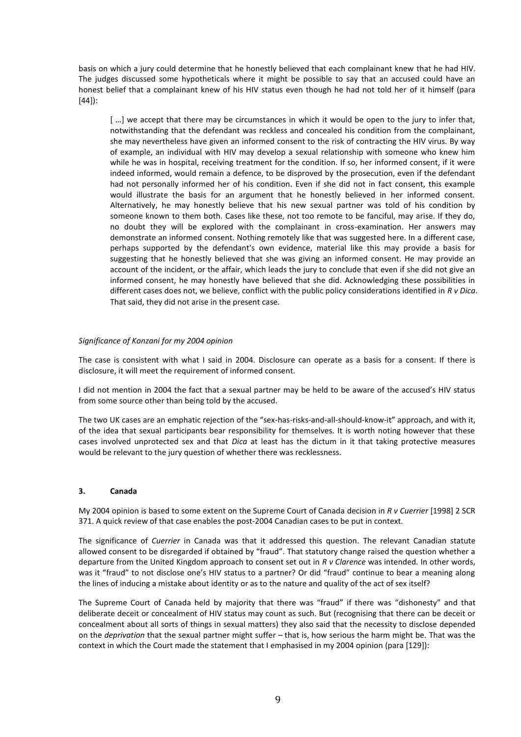basis on which a jury could determine that he honestly believed that each complainant knew that he had HIV. The judges discussed some hypotheticals where it might be possible to say that an accused could have an honest belief that a complainant knew of his HIV status even though he had not told her of it himself (para [44]):

> [ …] we accept that there may be circumstances in which it would be open to the jury to infer that, notwithstanding that the defendant was reckless and concealed his condition from the complainant, she may nevertheless have given an informed consent to the risk of contracting the HIV virus. By way of example, an individual with HIV may develop a sexual relationship with someone who knew him while he was in hospital, receiving treatment for the condition. If so, her informed consent, if it were indeed informed, would remain a defence, to be disproved by the prosecution, even if the defendant had not personally informed her of his condition. Even if she did not in fact consent, this example would illustrate the basis for an argument that he honestly believed in her informed consent. Alternatively, he may honestly believe that his new sexual partner was told of his condition by someone known to them both. Cases like these, not too remote to be fanciful, may arise. If they do, no doubt they will be explored with the complainant in cross-examination. Her answers may demonstrate an informed consent. Nothing remotely like that was suggested here. In a different case, perhaps supported by the defendant's own evidence, material like this may provide a basis for suggesting that he honestly believed that she was giving an informed consent. He may provide an account of the incident, or the affair, which leads the jury to conclude that even if she did not give an informed consent, he may honestly have believed that she did. Acknowledging these possibilities in different cases does not, we believe, conflict with the public policy considerations identified in *R v Dica*. That said, they did not arise in the present case.

*Significance of Konzani for my 2004 opinion*

The case is consistent with what I said in 2004. Disclosure can operate as a basis for a consent. If there is disclosure, it will meet the requirement of informed consent.

I did not mention in 2004 the fact that a sexual partner may be held to be aware of the accused's HIV status from some source other than being told by the accused.

The two UK cases are an emphatic rejection of the "sex-has-risks-and-all-should-know-it" approach, and with it, of the idea that sexual participants bear responsibility for themselves. It is worth noting however that these cases involved unprotected sex and that *Dica* at least has the dictum in it that taking protective measures would be relevant to the jury question of whether there was recklessness.

### 3. Canada

My 2004 opinion is based to some extent on the Supreme Court of Canada decision in *R v Cuerrier* [1998] 2 SCR 371. A quick review of that case enables the post-2004 Canadian cases to be put in context.

The significance of *Cuerrier* in Canada was that it addressed this question. The relevant Canadian statute allowed consent to be disregarded if obtained by "fraud". That statutory change raised the question whether a departure from the United Kingdom approach to consent set out in *R v Clarence* was intended. In other words, was it "fraud" to not disclose one's HIV status to a partner? Or did "fraud" continue to bear a meaning along the lines of inducing a mistake about identity or as to the nature and quality of the act of sex itself?

The Supreme Court of Canada held by majority that there was "fraud" if there was "dishonesty" and that deliberate deceit or concealment of HIV status may count as such. But (recognising that there can be deceit or concealment about all sorts of things in sexual matters) they also said that the necessity to disclose depended on the *deprivation* that the sexual partner might suffer – that is, how serious the harm might be. That was the context in which the Court made the statement that I emphasised in my 2004 opinion (para [129]):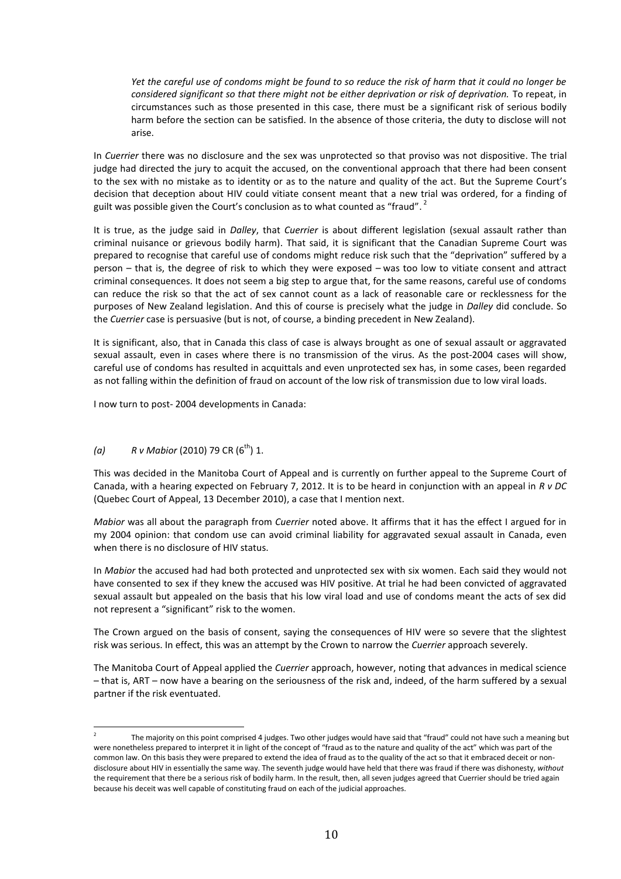> *Yet the careful use of condoms might be found to so reduce the risk of harm that it could no longer be considered significant so that there might not be either deprivation or risk of deprivation.* To repeat, in circumstances such as those presented in this case, there must be a significant risk of serious bodily harm before the section can be satisfied. In the absence of those criteria, the duty to disclose will not arise.

In *Cuerrier* there was no disclosure and the sex was unprotected so that proviso was not dispositive. The trial judge had directed the jury to acquit the accused, on the conventional approach that there had been consent to the sex with no mistake as to identity or as to the nature and quality of the act. But the Supreme Court's decision that deception about HIV could vitiate consent meant that a new trial was ordered, for a finding of guilt was possible given the Court's conclusion as to what counted as "fraud".[2]

It is true, as the judge said in *Dalley*, that *Cuerrier* is about different legislation (sexual assault rather than criminal nuisance or grievous bodily harm). That said, it is significant that the Canadian Supreme Court was prepared to recognise that careful use of condoms might reduce risk such that the "deprivation" suffered by a person – that is, the degree of risk to which they were exposed – was too low to vitiate consent and attract criminal consequences. It does not seem a big step to argue that, for the same reasons, careful use of condoms can reduce the risk so that the act of sex cannot count as a lack of reasonable care or recklessness for the purposes of New Zealand legislation. And this of course is precisely what the judge in *Dalley* did conclude. So the *Cuerrier* case is persuasive (but is not, of course, a binding precedent in New Zealand).

It is significant, also, that in Canada this class of case is always brought as one of sexual assault or aggravated sexual assault, even in cases where there is no transmission of the virus. As the post-2004 cases will show, careful use of condoms has resulted in acquittals and even unprotected sex has, in some cases, been regarded as not falling within the definition of fraud on account of the low risk of transmission due to low viral loads.

I now turn to post- 2004 developments in Canada:

*(a)* *R v Mabior* (2010) 79 CR (6th) 1.

This was decided in the Manitoba Court of Appeal and is currently on further appeal to the Supreme Court of Canada, with a hearing expected on February 7, 2012. It is to be heard in conjunction with an appeal in *R v DC* (Quebec Court of Appeal, 13 December 2010), a case that I mention next.

*Mabior* was all about the paragraph from *Cuerrier* noted above. It affirms that it has the effect I argued for in my 2004 opinion: that condom use can avoid criminal liability for aggravated sexual assault in Canada, even when there is no disclosure of HIV status.

In *Mabior* the accused had had both protected and unprotected sex with six women. Each said they would not have consented to sex if they knew the accused was HIV positive. At trial he had been convicted of aggravated sexual assault but appealed on the basis that his low viral load and use of condoms meant the acts of sex did not represent a "significant" risk to the women.

The Crown argued on the basis of consent, saying the consequences of HIV were so severe that the slightest risk was serious. In effect, this was an attempt by the Crown to narrow the *Cuerrier* approach severely.

The Manitoba Court of Appeal applied the *Cuerrier* approach, however, noting that advances in medical science – that is, ART – now have a bearing on the seriousness of the risk and, indeed, of the harm suffered by a sexual partner if the risk eventuated.

---

[2] The majority on this point comprised 4 judges. Two other judges would have said that "fraud" could not have such a meaning but were nonetheless prepared to interpret it in light of the concept of "fraud as to the nature and quality of the act" which was part of the common law. On this basis they were prepared to extend the idea of fraud as to the quality of the act so that it embraced deceit or non-disclosure about HIV in essentially the same way. The seventh judge would have held that there was fraud if there was dishonesty, *without* the requirement that there be a serious risk of bodily harm. In the result, then, all seven judges agreed that Cuerrier should be tried again because his deceit was well capable of constituting fraud on each of the judicial approaches.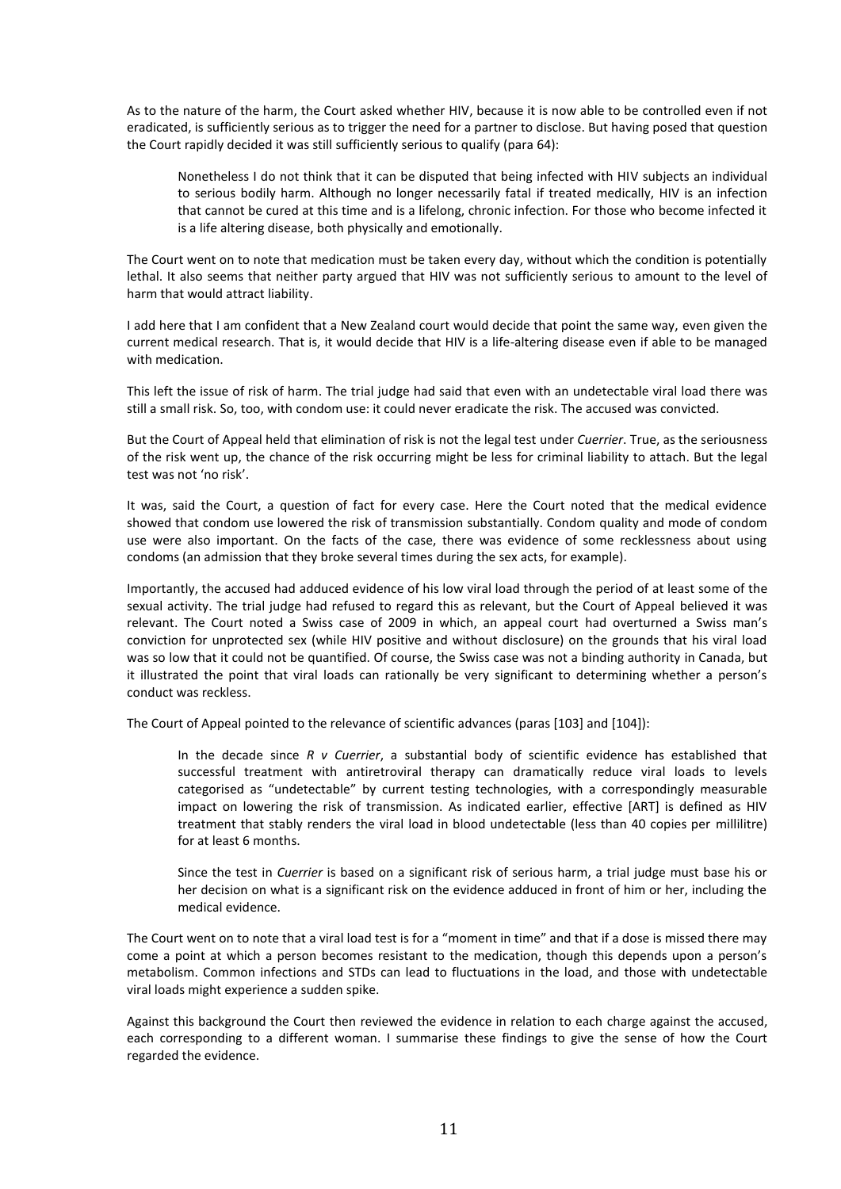As to the nature of the harm, the Court asked whether HIV, because it is now able to be controlled even if not eradicated, is sufficiently serious as to trigger the need for a partner to disclose. But having posed that question the Court rapidly decided it was still sufficiently serious to qualify (para 64):

> Nonetheless I do not think that it can be disputed that being infected with HIV subjects an individual to serious bodily harm. Although no longer necessarily fatal if treated medically, HIV is an infection that cannot be cured at this time and is a lifelong, chronic infection. For those who become infected it is a life altering disease, both physically and emotionally.

The Court went on to note that medication must be taken every day, without which the condition is potentially lethal. It also seems that neither party argued that HIV was not sufficiently serious to amount to the level of harm that would attract liability.

I add here that I am confident that a New Zealand court would decide that point the same way, even given the current medical research. That is, it would decide that HIV is a life-altering disease even if able to be managed with medication.

This left the issue of risk of harm. The trial judge had said that even with an undetectable viral load there was still a small risk. So, too, with condom use: it could never eradicate the risk. The accused was convicted.

But the Court of Appeal held that elimination of risk is not the legal test under *Cuerrier*. True, as the seriousness of the risk went up, the chance of the risk occurring might be less for criminal liability to attach. But the legal test was not 'no risk'.

It was, said the Court, a question of fact for every case. Here the Court noted that the medical evidence showed that condom use lowered the risk of transmission substantially. Condom quality and mode of condom use were also important. On the facts of the case, there was evidence of some recklessness about using condoms (an admission that they broke several times during the sex acts, for example).

Importantly, the accused had adduced evidence of his low viral load through the period of at least some of the sexual activity. The trial judge had refused to regard this as relevant, but the Court of Appeal believed it was relevant. The Court noted a Swiss case of 2009 in which, an appeal court had overturned a Swiss man's conviction for unprotected sex (while HIV positive and without disclosure) on the grounds that his viral load was so low that it could not be quantified. Of course, the Swiss case was not a binding authority in Canada, but it illustrated the point that viral loads can rationally be very significant to determining whether a person's conduct was reckless.

The Court of Appeal pointed to the relevance of scientific advances (paras [103] and [104]):

> In the decade since *R v Cuerrier*, a substantial body of scientific evidence has established that successful treatment with antiretroviral therapy can dramatically reduce viral loads to levels categorised as "undetectable" by current testing technologies, with a correspondingly measurable impact on lowering the risk of transmission. As indicated earlier, effective [ART] is defined as HIV treatment that stably renders the viral load in blood undetectable (less than 40 copies per millilitre) for at least 6 months.
>
> Since the test in *Cuerrier* is based on a significant risk of serious harm, a trial judge must base his or her decision on what is a significant risk on the evidence adduced in front of him or her, including the medical evidence.

The Court went on to note that a viral load test is for a "moment in time" and that if a dose is missed there may come a point at which a person becomes resistant to the medication, though this depends upon a person's metabolism. Common infections and STDs can lead to fluctuations in the load, and those with undetectable viral loads might experience a sudden spike.

Against this background the Court then reviewed the evidence in relation to each charge against the accused, each corresponding to a different woman. I summarise these findings to give the sense of how the Court regarded the evidence.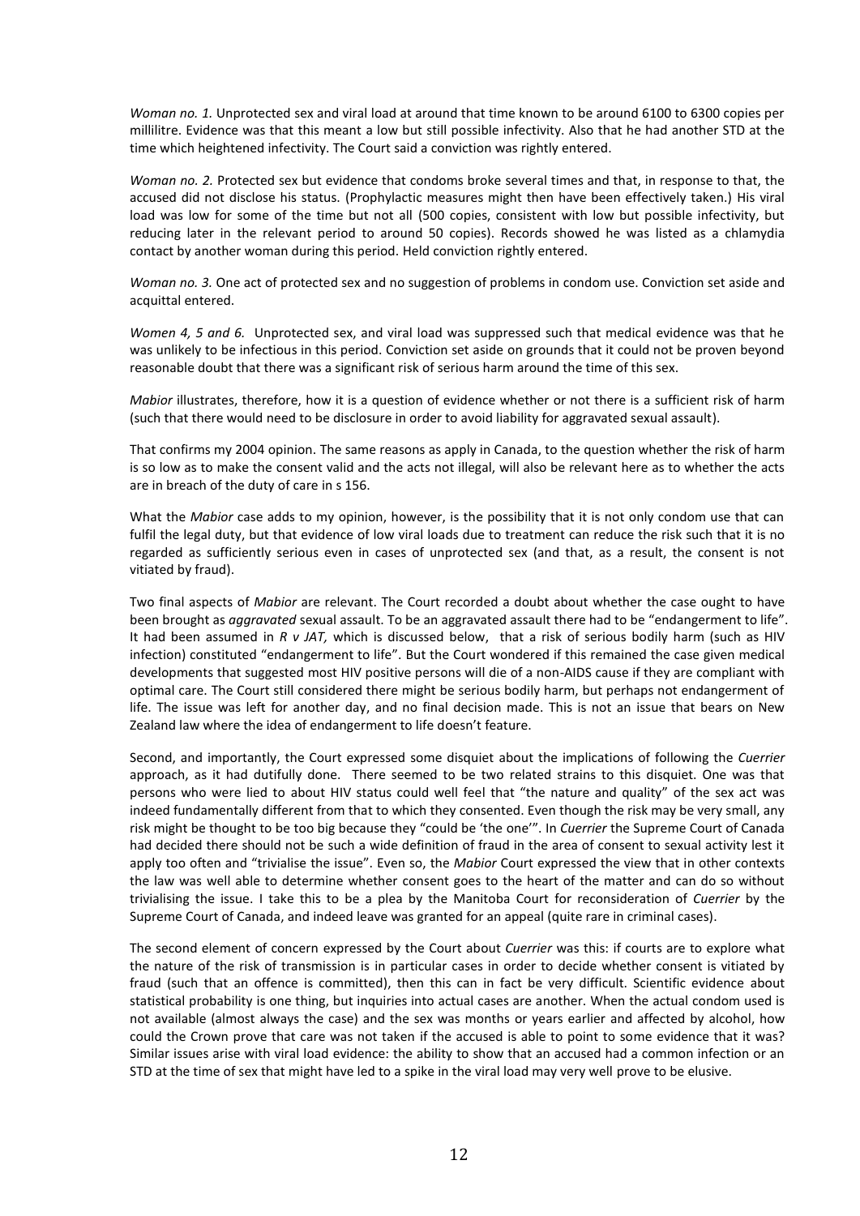*Woman no. 1.* Unprotected sex and viral load at around that time known to be around 6100 to 6300 copies per millilitre. Evidence was that this meant a low but still possible infectivity. Also that he had another STD at the time which heightened infectivity. The Court said a conviction was rightly entered.

*Woman no. 2.* Protected sex but evidence that condoms broke several times and that, in response to that, the accused did not disclose his status. (Prophylactic measures might then have been effectively taken.) His viral load was low for some of the time but not all (500 copies, consistent with low but possible infectivity, but reducing later in the relevant period to around 50 copies). Records showed he was listed as a chlamydia contact by another woman during this period. Held conviction rightly entered.

*Woman no. 3.* One act of protected sex and no suggestion of problems in condom use. Conviction set aside and acquittal entered.

*Women 4, 5 and 6.* Unprotected sex, and viral load was suppressed such that medical evidence was that he was unlikely to be infectious in this period. Conviction set aside on grounds that it could not be proven beyond reasonable doubt that there was a significant risk of serious harm around the time of this sex.

*Mabior* illustrates, therefore, how it is a question of evidence whether or not there is a sufficient risk of harm (such that there would need to be disclosure in order to avoid liability for aggravated sexual assault).

That confirms my 2004 opinion. The same reasons as apply in Canada, to the question whether the risk of harm is so low as to make the consent valid and the acts not illegal, will also be relevant here as to whether the acts are in breach of the duty of care in s 156.

What the *Mabior* case adds to my opinion, however, is the possibility that it is not only condom use that can fulfil the legal duty, but that evidence of low viral loads due to treatment can reduce the risk such that it is no regarded as sufficiently serious even in cases of unprotected sex (and that, as a result, the consent is not vitiated by fraud).

Two final aspects of *Mabior* are relevant. The Court recorded a doubt about whether the case ought to have been brought as *aggravated* sexual assault. To be an aggravated assault there had to be "endangerment to life". It had been assumed in *R v JAT,* which is discussed below, that a risk of serious bodily harm (such as HIV infection) constituted "endangerment to life". But the Court wondered if this remained the case given medical developments that suggested most HIV positive persons will die of a non-AIDS cause if they are compliant with optimal care. The Court still considered there might be serious bodily harm, but perhaps not endangerment of life. The issue was left for another day, and no final decision made. This is not an issue that bears on New Zealand law where the idea of endangerment to life doesn't feature.

Second, and importantly, the Court expressed some disquiet about the implications of following the *Cuerrier* approach, as it had dutifully done. There seemed to be two related strains to this disquiet. One was that persons who were lied to about HIV status could well feel that "the nature and quality" of the sex act was indeed fundamentally different from that to which they consented. Even though the risk may be very small, any risk might be thought to be too big because they "could be 'the one'". In *Cuerrier* the Supreme Court of Canada had decided there should not be such a wide definition of fraud in the area of consent to sexual activity lest it apply too often and "trivialise the issue". Even so, the *Mabior* Court expressed the view that in other contexts the law was well able to determine whether consent goes to the heart of the matter and can do so without trivialising the issue. I take this to be a plea by the Manitoba Court for reconsideration of *Cuerrier* by the Supreme Court of Canada, and indeed leave was granted for an appeal (quite rare in criminal cases).

The second element of concern expressed by the Court about *Cuerrier* was this: if courts are to explore what the nature of the risk of transmission is in particular cases in order to decide whether consent is vitiated by fraud (such that an offence is committed), then this can in fact be very difficult. Scientific evidence about statistical probability is one thing, but inquiries into actual cases are another. When the actual condom used is not available (almost always the case) and the sex was months or years earlier and affected by alcohol, how could the Crown prove that care was not taken if the accused is able to point to some evidence that it was? Similar issues arise with viral load evidence: the ability to show that an accused had a common infection or an STD at the time of sex that might have led to a spike in the viral load may very well prove to be elusive.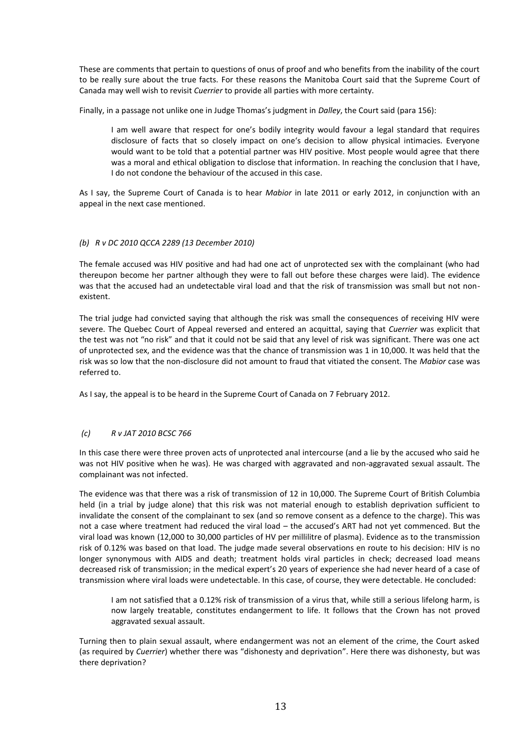These are comments that pertain to questions of onus of proof and who benefits from the inability of the court to be really sure about the true facts. For these reasons the Manitoba Court said that the Supreme Court of Canada may well wish to revisit *Cuerrier* to provide all parties with more certainty.

Finally, in a passage not unlike one in Judge Thomas's judgment in *Dalley*, the Court said (para 156):

> I am well aware that respect for one's bodily integrity would favour a legal standard that requires disclosure of facts that so closely impact on one's decision to allow physical intimacies. Everyone would want to be told that a potential partner was HIV positive. Most people would agree that there was a moral and ethical obligation to disclose that information. In reaching the conclusion that I have, I do not condone the behaviour of the accused in this case.

As I say, the Supreme Court of Canada is to hear *Mabior* in late 2011 or early 2012, in conjunction with an appeal in the next case mentioned.

*(b) R v DC 2010 QCCA 2289 (13 December 2010)*

The female accused was HIV positive and had had one act of unprotected sex with the complainant (who had thereupon become her partner although they were to fall out before these charges were laid). The evidence was that the accused had an undetectable viral load and that the risk of transmission was small but not non-existent.

The trial judge had convicted saying that although the risk was small the consequences of receiving HIV were severe. The Quebec Court of Appeal reversed and entered an acquittal, saying that *Cuerrier* was explicit that the test was not "no risk" and that it could not be said that any level of risk was significant. There was one act of unprotected sex, and the evidence was that the chance of transmission was 1 in 10,000. It was held that the risk was so low that the non-disclosure did not amount to fraud that vitiated the consent. The *Mabior* case was referred to.

As I say, the appeal is to be heard in the Supreme Court of Canada on 7 February 2012.

*(c) R v JAT 2010 BCSC 766*

In this case there were three proven acts of unprotected anal intercourse (and a lie by the accused who said he was not HIV positive when he was). He was charged with aggravated and non-aggravated sexual assault. The complainant was not infected.

The evidence was that there was a risk of transmission of 12 in 10,000. The Supreme Court of British Columbia held (in a trial by judge alone) that this risk was not material enough to establish deprivation sufficient to invalidate the consent of the complainant to sex (and so remove consent as a defence to the charge). This was not a case where treatment had reduced the viral load – the accused's ART had not yet commenced. But the viral load was known (12,000 to 30,000 particles of HV per millilitre of plasma). Evidence as to the transmission risk of 0.12% was based on that load. The judge made several observations en route to his decision: HIV is no longer synonymous with AIDS and death; treatment holds viral particles in check; decreased load means decreased risk of transmission; in the medical expert's 20 years of experience she had never heard of a case of transmission where viral loads were undetectable. In this case, of course, they were detectable. He concluded:

> I am not satisfied that a 0.12% risk of transmission of a virus that, while still a serious lifelong harm, is now largely treatable, constitutes endangerment to life. It follows that the Crown has not proved aggravated sexual assault.

Turning then to plain sexual assault, where endangerment was not an element of the crime, the Court asked (as required by *Cuerrier*) whether there was "dishonesty and deprivation". Here there was dishonesty, but was there deprivation?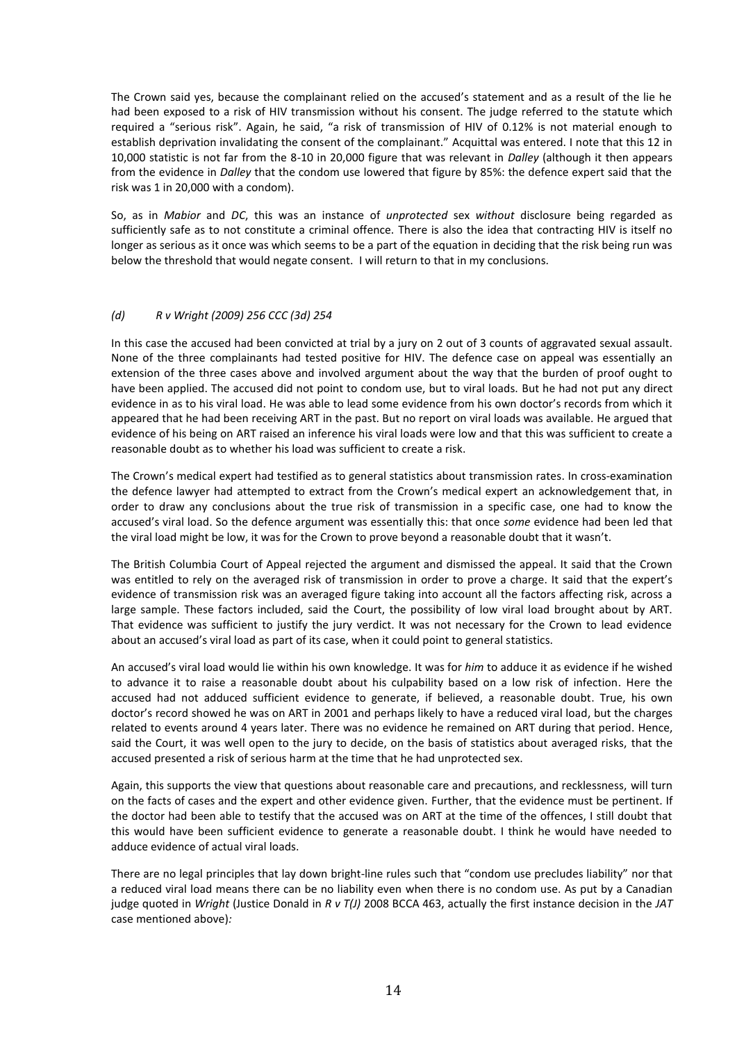The Crown said yes, because the complainant relied on the accused's statement and as a result of the lie he had been exposed to a risk of HIV transmission without his consent. The judge referred to the statute which required a "serious risk". Again, he said, "a risk of transmission of HIV of 0.12% is not material enough to establish deprivation invalidating the consent of the complainant." Acquittal was entered. I note that this 12 in 10,000 statistic is not far from the 8-10 in 20,000 figure that was relevant in *Dalley* (although it then appears from the evidence in *Dalley* that the condom use lowered that figure by 85%: the defence expert said that the risk was 1 in 20,000 with a condom).

So, as in *Mabior* and *DC*, this was an instance of *unprotected* sex *without* disclosure being regarded as sufficiently safe as to not constitute a criminal offence. There is also the idea that contracting HIV is itself no longer as serious as it once was which seems to be a part of the equation in deciding that the risk being run was below the threshold that would negate consent. I will return to that in my conclusions.

### *(d) R v Wright (2009) 256 CCC (3d) 254*

In this case the accused had been convicted at trial by a jury on 2 out of 3 counts of aggravated sexual assault. None of the three complainants had tested positive for HIV. The defence case on appeal was essentially an extension of the three cases above and involved argument about the way that the burden of proof ought to have been applied. The accused did not point to condom use, but to viral loads. But he had not put any direct evidence in as to his viral load. He was able to lead some evidence from his own doctor's records from which it appeared that he had been receiving ART in the past. But no report on viral loads was available. He argued that evidence of his being on ART raised an inference his viral loads were low and that this was sufficient to create a reasonable doubt as to whether his load was sufficient to create a risk.

The Crown's medical expert had testified as to general statistics about transmission rates. In cross-examination the defence lawyer had attempted to extract from the Crown's medical expert an acknowledgement that, in order to draw any conclusions about the true risk of transmission in a specific case, one had to know the accused's viral load. So the defence argument was essentially this: that once *some* evidence had been led that the viral load might be low, it was for the Crown to prove beyond a reasonable doubt that it wasn't.

The British Columbia Court of Appeal rejected the argument and dismissed the appeal. It said that the Crown was entitled to rely on the averaged risk of transmission in order to prove a charge. It said that the expert's evidence of transmission risk was an averaged figure taking into account all the factors affecting risk, across a large sample. These factors included, said the Court, the possibility of low viral load brought about by ART. That evidence was sufficient to justify the jury verdict. It was not necessary for the Crown to lead evidence about an accused's viral load as part of its case, when it could point to general statistics.

An accused's viral load would lie within his own knowledge. It was for *him* to adduce it as evidence if he wished to advance it to raise a reasonable doubt about his culpability based on a low risk of infection. Here the accused had not adduced sufficient evidence to generate, if believed, a reasonable doubt. True, his own doctor's record showed he was on ART in 2001 and perhaps likely to have a reduced viral load, but the charges related to events around 4 years later. There was no evidence he remained on ART during that period. Hence, said the Court, it was well open to the jury to decide, on the basis of statistics about averaged risks, that the accused presented a risk of serious harm at the time that he had unprotected sex.

Again, this supports the view that questions about reasonable care and precautions, and recklessness, will turn on the facts of cases and the expert and other evidence given. Further, that the evidence must be pertinent. If the doctor had been able to testify that the accused was on ART at the time of the offences, I still doubt that this would have been sufficient evidence to generate a reasonable doubt. I think he would have needed to adduce evidence of actual viral loads.

There are no legal principles that lay down bright-line rules such that "condom use precludes liability" nor that a reduced viral load means there can be no liability even when there is no condom use. As put by a Canadian judge quoted in *Wright* (Justice Donald in *R v T(J)* 2008 BCCA 463, actually the first instance decision in the *JAT* case mentioned above)*:*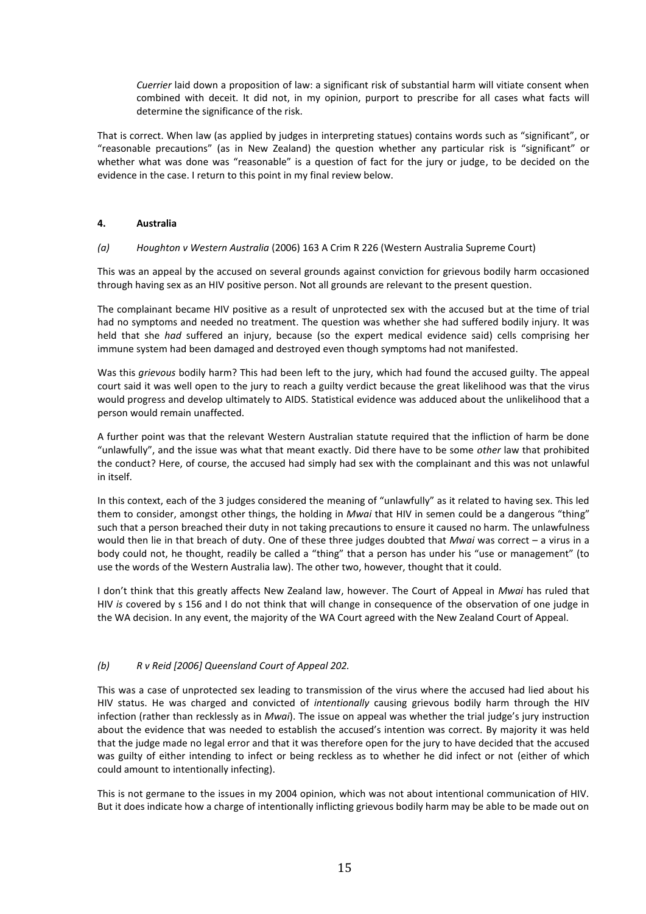> *Cuerrier* laid down a proposition of law: a significant risk of substantial harm will vitiate consent when combined with deceit. It did not, in my opinion, purport to prescribe for all cases what facts will determine the significance of the risk.

That is correct. When law (as applied by judges in interpreting statues) contains words such as "significant", or "reasonable precautions" (as in New Zealand) the question whether any particular risk is "significant" or whether what was done was "reasonable" is a question of fact for the jury or judge, to be decided on the evidence in the case. I return to this point in my final review below.

#### 4. Australia

*(a) Houghton v Western Australia* (2006) 163 A Crim R 226 (Western Australia Supreme Court)

This was an appeal by the accused on several grounds against conviction for grievous bodily harm occasioned through having sex as an HIV positive person. Not all grounds are relevant to the present question.

The complainant became HIV positive as a result of unprotected sex with the accused but at the time of trial had no symptoms and needed no treatment. The question was whether she had suffered bodily injury. It was held that she *had* suffered an injury, because (so the expert medical evidence said) cells comprising her immune system had been damaged and destroyed even though symptoms had not manifested.

Was this *grievous* bodily harm? This had been left to the jury, which had found the accused guilty. The appeal court said it was well open to the jury to reach a guilty verdict because the great likelihood was that the virus would progress and develop ultimately to AIDS. Statistical evidence was adduced about the unlikelihood that a person would remain unaffected.

A further point was that the relevant Western Australian statute required that the infliction of harm be done "unlawfully", and the issue was what that meant exactly. Did there have to be some *other* law that prohibited the conduct? Here, of course, the accused had simply had sex with the complainant and this was not unlawful in itself.

In this context, each of the 3 judges considered the meaning of "unlawfully" as it related to having sex. This led them to consider, amongst other things, the holding in *Mwai* that HIV in semen could be a dangerous "thing" such that a person breached their duty in not taking precautions to ensure it caused no harm. The unlawfulness would then lie in that breach of duty. One of these three judges doubted that *Mwai* was correct – a virus in a body could not, he thought, readily be called a "thing" that a person has under his "use or management" (to use the words of the Western Australia law). The other two, however, thought that it could.

I don't think that this greatly affects New Zealand law, however. The Court of Appeal in *Mwai* has ruled that HIV *is* covered by s 156 and I do not think that will change in consequence of the observation of one judge in the WA decision. In any event, the majority of the WA Court agreed with the New Zealand Court of Appeal.

*(b) R v Reid [2006] Queensland Court of Appeal 202.*

This was a case of unprotected sex leading to transmission of the virus where the accused had lied about his HIV status. He was charged and convicted of *intentionally* causing grievous bodily harm through the HIV infection (rather than recklessly as in *Mwai*). The issue on appeal was whether the trial judge's jury instruction about the evidence that was needed to establish the accused's intention was correct. By majority it was held that the judge made no legal error and that it was therefore open for the jury to have decided that the accused was guilty of either intending to infect or being reckless as to whether he did infect or not (either of which could amount to intentionally infecting).

This is not germane to the issues in my 2004 opinion, which was not about intentional communication of HIV. But it does indicate how a charge of intentionally inflicting grievous bodily harm may be able to be made out on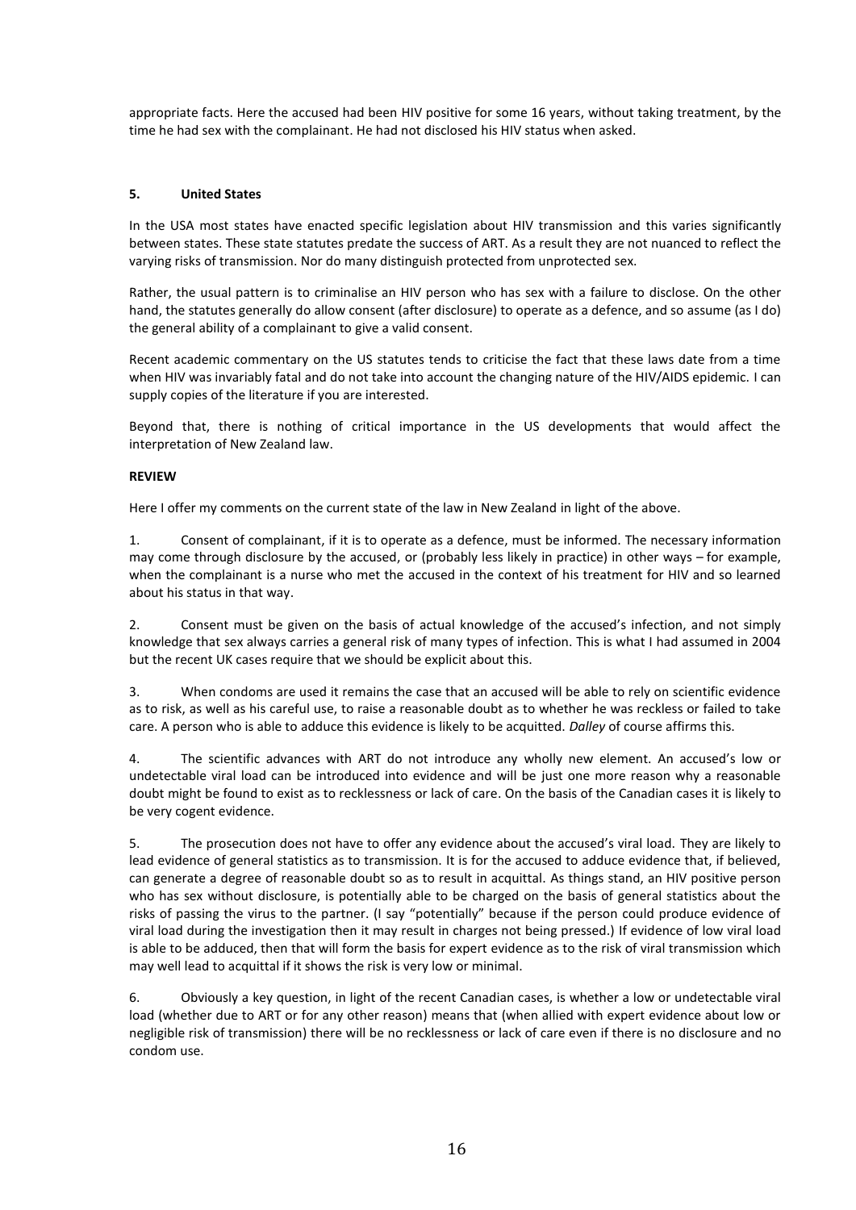appropriate facts. Here the accused had been HIV positive for some 16 years, without taking treatment, by the time he had sex with the complainant. He had not disclosed his HIV status when asked.

### 5. United States

In the USA most states have enacted specific legislation about HIV transmission and this varies significantly between states. These state statutes predate the success of ART. As a result they are not nuanced to reflect the varying risks of transmission. Nor do many distinguish protected from unprotected sex.

Rather, the usual pattern is to criminalise an HIV person who has sex with a failure to disclose. On the other hand, the statutes generally do allow consent (after disclosure) to operate as a defence, and so assume (as I do) the general ability of a complainant to give a valid consent.

Recent academic commentary on the US statutes tends to criticise the fact that these laws date from a time when HIV was invariably fatal and do not take into account the changing nature of the HIV/AIDS epidemic. I can supply copies of the literature if you are interested.

Beyond that, there is nothing of critical importance in the US developments that would affect the interpretation of New Zealand law.

## REVIEW

Here I offer my comments on the current state of the law in New Zealand in light of the above.

1. Consent of complainant, if it is to operate as a defence, must be informed. The necessary information may come through disclosure by the accused, or (probably less likely in practice) in other ways – for example, when the complainant is a nurse who met the accused in the context of his treatment for HIV and so learned about his status in that way.

2. Consent must be given on the basis of actual knowledge of the accused's infection, and not simply knowledge that sex always carries a general risk of many types of infection. This is what I had assumed in 2004 but the recent UK cases require that we should be explicit about this.

3. When condoms are used it remains the case that an accused will be able to rely on scientific evidence as to risk, as well as his careful use, to raise a reasonable doubt as to whether he was reckless or failed to take care. A person who is able to adduce this evidence is likely to be acquitted. *Dalley* of course affirms this.

4. The scientific advances with ART do not introduce any wholly new element. An accused's low or undetectable viral load can be introduced into evidence and will be just one more reason why a reasonable doubt might be found to exist as to recklessness or lack of care. On the basis of the Canadian cases it is likely to be very cogent evidence.

5. The prosecution does not have to offer any evidence about the accused's viral load. They are likely to lead evidence of general statistics as to transmission. It is for the accused to adduce evidence that, if believed, can generate a degree of reasonable doubt so as to result in acquittal. As things stand, an HIV positive person who has sex without disclosure, is potentially able to be charged on the basis of general statistics about the risks of passing the virus to the partner. (I say "potentially" because if the person could produce evidence of viral load during the investigation then it may result in charges not being pressed.) If evidence of low viral load is able to be adduced, then that will form the basis for expert evidence as to the risk of viral transmission which may well lead to acquittal if it shows the risk is very low or minimal.

6. Obviously a key question, in light of the recent Canadian cases, is whether a low or undetectable viral load (whether due to ART or for any other reason) means that (when allied with expert evidence about low or negligible risk of transmission) there will be no recklessness or lack of care even if there is no disclosure and no condom use.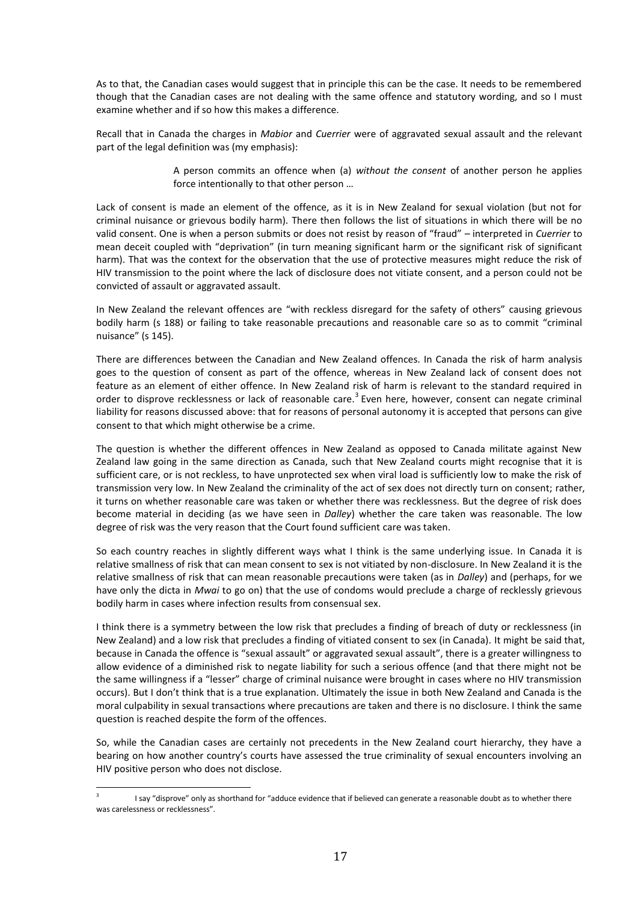As to that, the Canadian cases would suggest that in principle this can be the case. It needs to be remembered though that the Canadian cases are not dealing with the same offence and statutory wording, and so I must examine whether and if so how this makes a difference.

Recall that in Canada the charges in *Mabior* and *Cuerrier* were of aggravated sexual assault and the relevant part of the legal definition was (my emphasis):

> A person commits an offence when (a) *without the consent* of another person he applies force intentionally to that other person …

Lack of consent is made an element of the offence, as it is in New Zealand for sexual violation (but not for criminal nuisance or grievous bodily harm). There then follows the list of situations in which there will be no valid consent. One is when a person submits or does not resist by reason of "fraud" – interpreted in *Cuerrier* to mean deceit coupled with "deprivation" (in turn meaning significant harm or the significant risk of significant harm). That was the context for the observation that the use of protective measures might reduce the risk of HIV transmission to the point where the lack of disclosure does not vitiate consent, and a person could not be convicted of assault or aggravated assault.

In New Zealand the relevant offences are "with reckless disregard for the safety of others" causing grievous bodily harm (s 188) or failing to take reasonable precautions and reasonable care so as to commit "criminal nuisance" (s 145).

There are differences between the Canadian and New Zealand offences. In Canada the risk of harm analysis goes to the question of consent as part of the offence, whereas in New Zealand lack of consent does not feature as an element of either offence. In New Zealand risk of harm is relevant to the standard required in order to disprove recklessness or lack of reasonable care.[3] Even here, however, consent can negate criminal liability for reasons discussed above: that for reasons of personal autonomy it is accepted that persons can give consent to that which might otherwise be a crime.

The question is whether the different offences in New Zealand as opposed to Canada militate against New Zealand law going in the same direction as Canada, such that New Zealand courts might recognise that it is sufficient care, or is not reckless, to have unprotected sex when viral load is sufficiently low to make the risk of transmission very low. In New Zealand the criminality of the act of sex does not directly turn on consent; rather, it turns on whether reasonable care was taken or whether there was recklessness. But the degree of risk does become material in deciding (as we have seen in *Dalley*) whether the care taken was reasonable. The low degree of risk was the very reason that the Court found sufficient care was taken.

So each country reaches in slightly different ways what I think is the same underlying issue. In Canada it is relative smallness of risk that can mean consent to sex is not vitiated by non-disclosure. In New Zealand it is the relative smallness of risk that can mean reasonable precautions were taken (as in *Dalley*) and (perhaps, for we have only the dicta in *Mwai* to go on) that the use of condoms would preclude a charge of recklessly grievous bodily harm in cases where infection results from consensual sex.

I think there is a symmetry between the low risk that precludes a finding of breach of duty or recklessness (in New Zealand) and a low risk that precludes a finding of vitiated consent to sex (in Canada). It might be said that, because in Canada the offence is "sexual assault" or aggravated sexual assault", there is a greater willingness to allow evidence of a diminished risk to negate liability for such a serious offence (and that there might not be the same willingness if a "lesser" charge of criminal nuisance were brought in cases where no HIV transmission occurs). But I don't think that is a true explanation. Ultimately the issue in both New Zealand and Canada is the moral culpability in sexual transactions where precautions are taken and there is no disclosure. I think the same question is reached despite the form of the offences.

So, while the Canadian cases are certainly not precedents in the New Zealand court hierarchy, they have a bearing on how another country's courts have assessed the true criminality of sexual encounters involving an HIV positive person who does not disclose.

---

[3] I say "disprove" only as shorthand for "adduce evidence that if believed can generate a reasonable doubt as to whether there was carelessness or recklessness".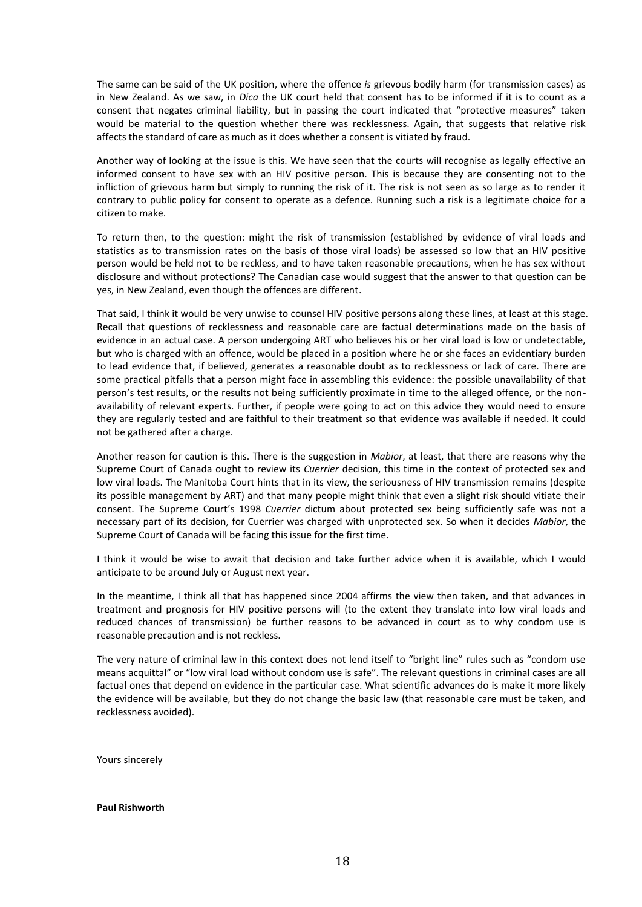The same can be said of the UK position, where the offence *is* grievous bodily harm (for transmission cases) as in New Zealand. As we saw, in *Dica* the UK court held that consent has to be informed if it is to count as a consent that negates criminal liability, but in passing the court indicated that "protective measures" taken would be material to the question whether there was recklessness. Again, that suggests that relative risk affects the standard of care as much as it does whether a consent is vitiated by fraud.

Another way of looking at the issue is this. We have seen that the courts will recognise as legally effective an informed consent to have sex with an HIV positive person. This is because they are consenting not to the infliction of grievous harm but simply to running the risk of it. The risk is not seen as so large as to render it contrary to public policy for consent to operate as a defence. Running such a risk is a legitimate choice for a citizen to make.

To return then, to the question: might the risk of transmission (established by evidence of viral loads and statistics as to transmission rates on the basis of those viral loads) be assessed so low that an HIV positive person would be held not to be reckless, and to have taken reasonable precautions, when he has sex without disclosure and without protections? The Canadian case would suggest that the answer to that question can be yes, in New Zealand, even though the offences are different.

That said, I think it would be very unwise to counsel HIV positive persons along these lines, at least at this stage. Recall that questions of recklessness and reasonable care are factual determinations made on the basis of evidence in an actual case. A person undergoing ART who believes his or her viral load is low or undetectable, but who is charged with an offence, would be placed in a position where he or she faces an evidentiary burden to lead evidence that, if believed, generates a reasonable doubt as to recklessness or lack of care. There are some practical pitfalls that a person might face in assembling this evidence: the possible unavailability of that person's test results, or the results not being sufficiently proximate in time to the alleged offence, or the non-availability of relevant experts. Further, if people were going to act on this advice they would need to ensure they are regularly tested and are faithful to their treatment so that evidence was available if needed. It could not be gathered after a charge.

Another reason for caution is this. There is the suggestion in *Mabior*, at least, that there are reasons why the Supreme Court of Canada ought to review its *Cuerrier* decision, this time in the context of protected sex and low viral loads. The Manitoba Court hints that in its view, the seriousness of HIV transmission remains (despite its possible management by ART) and that many people might think that even a slight risk should vitiate their consent. The Supreme Court's 1998 *Cuerrier* dictum about protected sex being sufficiently safe was not a necessary part of its decision, for Cuerrier was charged with unprotected sex. So when it decides *Mabior*, the Supreme Court of Canada will be facing this issue for the first time.

I think it would be wise to await that decision and take further advice when it is available, which I would anticipate to be around July or August next year.

In the meantime, I think all that has happened since 2004 affirms the view then taken, and that advances in treatment and prognosis for HIV positive persons will (to the extent they translate into low viral loads and reduced chances of transmission) be further reasons to be advanced in court as to why condom use is reasonable precaution and is not reckless.

The very nature of criminal law in this context does not lend itself to "bright line" rules such as "condom use means acquittal" or "low viral load without condom use is safe". The relevant questions in criminal cases are all factual ones that depend on evidence in the particular case. What scientific advances do is make it more likely the evidence will be available, but they do not change the basic law (that reasonable care must be taken, and recklessness avoided).

Yours sincerely

**Paul Rishworth**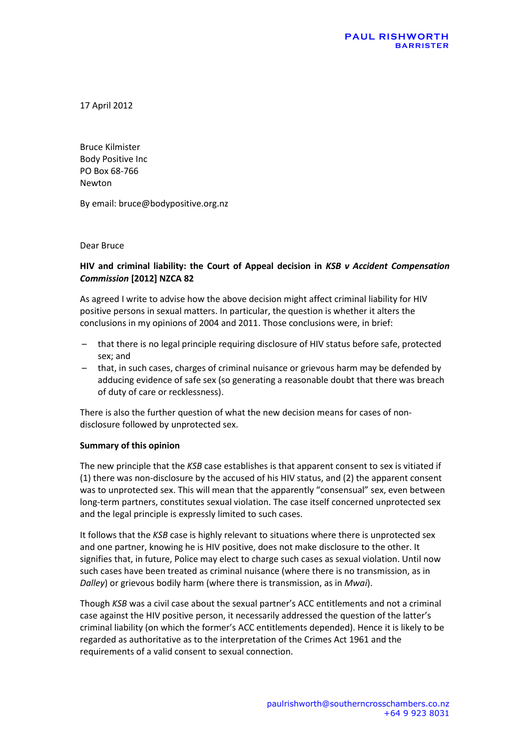PAUL RISHWORTH
BARRISTER

17 April 2012

Bruce Kilmister
Body Positive Inc
PO Box 68-766
Newton

By email: bruce@bodypositive.org.nz

Dear Bruce

**HIV and criminal liability: the Court of Appeal decision in *KSB v Accident Compensation Commission* [2012] NZCA 82**

As agreed I write to advise how the above decision might affect criminal liability for HIV positive persons in sexual matters. In particular, the question is whether it alters the conclusions in my opinions of 2004 and 2011. Those conclusions were, in brief:

- that there is no legal principle requiring disclosure of HIV status before safe, protected sex; and
- that, in such cases, charges of criminal nuisance or grievous harm may be defended by adducing evidence of safe sex (so generating a reasonable doubt that there was breach of duty of care or recklessness).

There is also the further question of what the new decision means for cases of non-disclosure followed by unprotected sex.

**Summary of this opinion**

The new principle that the *KSB* case establishes is that apparent consent to sex is vitiated if (1) there was non-disclosure by the accused of his HIV status, and (2) the apparent consent was to unprotected sex. This will mean that the apparently "consensual" sex, even between long-term partners, constitutes sexual violation. The case itself concerned unprotected sex and the legal principle is expressly limited to such cases.

It follows that the *KSB* case is highly relevant to situations where there is unprotected sex and one partner, knowing he is HIV positive, does not make disclosure to the other. It signifies that, in future, Police may elect to charge such cases as sexual violation. Until now such cases have been treated as criminal nuisance (where there is no transmission, as in *Dalley*) or grievous bodily harm (where there is transmission, as in *Mwai*).

Though *KSB* was a civil case about the sexual partner's ACC entitlements and not a criminal case against the HIV positive person, it necessarily addressed the question of the latter's criminal liability (on which the former's ACC entitlements depended). Hence it is likely to be regarded as authoritative as to the interpretation of the Crimes Act 1961 and the requirements of a valid consent to sexual connection.

paulrishworth@southerncrosschambers.co.nz
+64 9 923 8031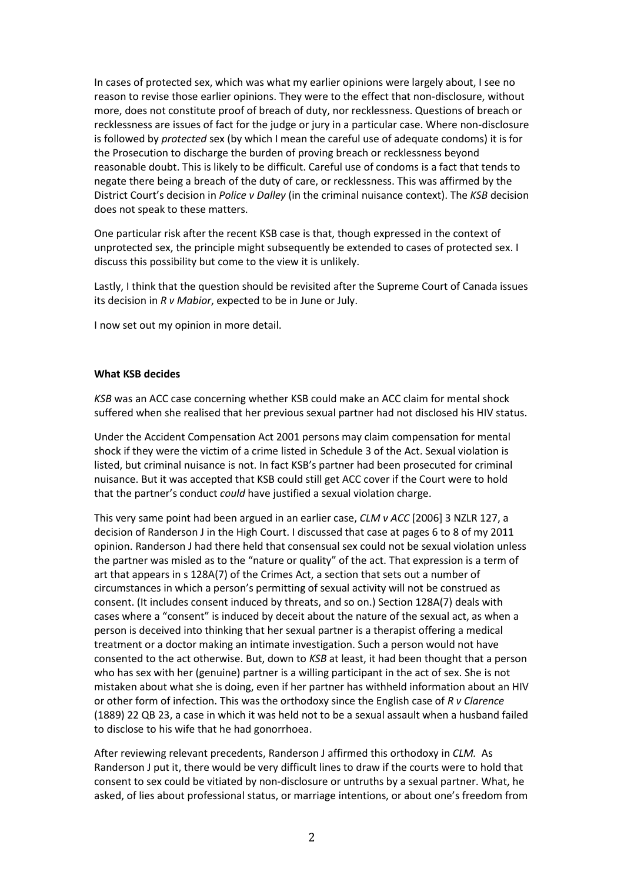In cases of protected sex, which was what my earlier opinions were largely about, I see no reason to revise those earlier opinions. They were to the effect that non-disclosure, without more, does not constitute proof of breach of duty, nor recklessness. Questions of breach or recklessness are issues of fact for the judge or jury in a particular case. Where non-disclosure is followed by *protected* sex (by which I mean the careful use of adequate condoms) it is for the Prosecution to discharge the burden of proving breach or recklessness beyond reasonable doubt. This is likely to be difficult. Careful use of condoms is a fact that tends to negate there being a breach of the duty of care, or recklessness. This was affirmed by the District Court's decision in *Police v Dalley* (in the criminal nuisance context). The *KSB* decision does not speak to these matters.

One particular risk after the recent KSB case is that, though expressed in the context of unprotected sex, the principle might subsequently be extended to cases of protected sex. I discuss this possibility but come to the view it is unlikely.

Lastly, I think that the question should be revisited after the Supreme Court of Canada issues its decision in *R v Mabior*, expected to be in June or July.

I now set out my opinion in more detail.

**What KSB decides**

*KSB* was an ACC case concerning whether KSB could make an ACC claim for mental shock suffered when she realised that her previous sexual partner had not disclosed his HIV status.

Under the Accident Compensation Act 2001 persons may claim compensation for mental shock if they were the victim of a crime listed in Schedule 3 of the Act. Sexual violation is listed, but criminal nuisance is not. In fact KSB's partner had been prosecuted for criminal nuisance. But it was accepted that KSB could still get ACC cover if the Court were to hold that the partner's conduct *could* have justified a sexual violation charge.

This very same point had been argued in an earlier case, *CLM v ACC* [2006] 3 NZLR 127, a decision of Randerson J in the High Court. I discussed that case at pages 6 to 8 of my 2011 opinion. Randerson J had there held that consensual sex could not be sexual violation unless the partner was misled as to the "nature or quality" of the act. That expression is a term of art that appears in s 128A(7) of the Crimes Act, a section that sets out a number of circumstances in which a person's permitting of sexual activity will not be construed as consent. (It includes consent induced by threats, and so on.) Section 128A(7) deals with cases where a "consent" is induced by deceit about the nature of the sexual act, as when a person is deceived into thinking that her sexual partner is a therapist offering a medical treatment or a doctor making an intimate investigation. Such a person would not have consented to the act otherwise. But, down to *KSB* at least, it had been thought that a person who has sex with her (genuine) partner is a willing participant in the act of sex. She is not mistaken about what she is doing, even if her partner has withheld information about an HIV or other form of infection. This was the orthodoxy since the English case of *R v Clarence* (1889) 22 QB 23, a case in which it was held not to be a sexual assault when a husband failed to disclose to his wife that he had gonorrhoea.

After reviewing relevant precedents, Randerson J affirmed this orthodoxy in *CLM.* As Randerson J put it, there would be very difficult lines to draw if the courts were to hold that consent to sex could be vitiated by non-disclosure or untruths by a sexual partner. What, he asked, of lies about professional status, or marriage intentions, or about one's freedom from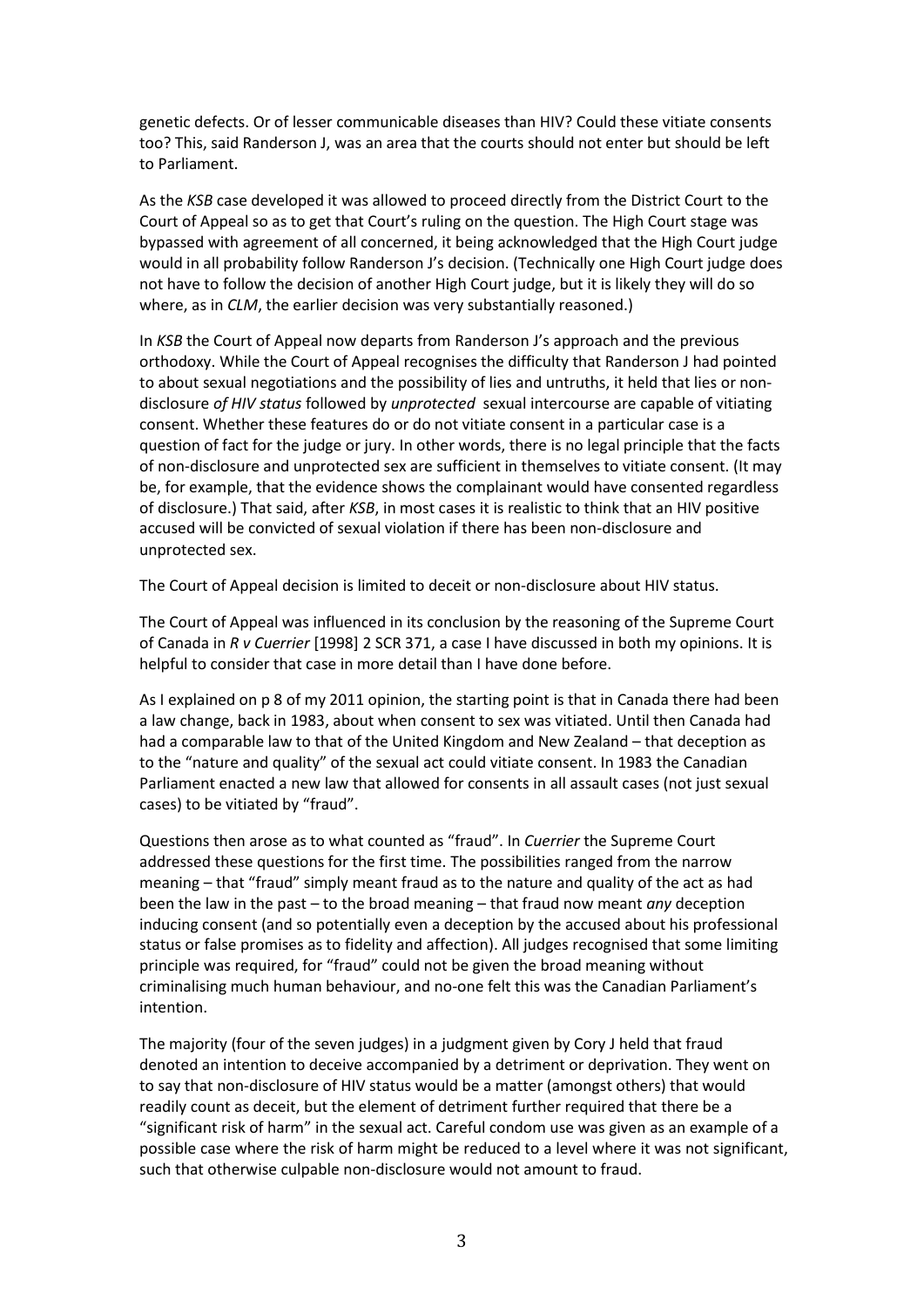genetic defects. Or of lesser communicable diseases than HIV? Could these vitiate consents too? This, said Randerson J, was an area that the courts should not enter but should be left to Parliament.

As the *KSB* case developed it was allowed to proceed directly from the District Court to the Court of Appeal so as to get that Court's ruling on the question. The High Court stage was bypassed with agreement of all concerned, it being acknowledged that the High Court judge would in all probability follow Randerson J's decision. (Technically one High Court judge does not have to follow the decision of another High Court judge, but it is likely they will do so where, as in *CLM*, the earlier decision was very substantially reasoned.)

In *KSB* the Court of Appeal now departs from Randerson J's approach and the previous orthodoxy. While the Court of Appeal recognises the difficulty that Randerson J had pointed to about sexual negotiations and the possibility of lies and untruths, it held that lies or non-disclosure *of HIV status* followed by *unprotected* sexual intercourse are capable of vitiating consent. Whether these features do or do not vitiate consent in a particular case is a question of fact for the judge or jury. In other words, there is no legal principle that the facts of non-disclosure and unprotected sex are sufficient in themselves to vitiate consent. (It may be, for example, that the evidence shows the complainant would have consented regardless of disclosure.) That said, after *KSB*, in most cases it is realistic to think that an HIV positive accused will be convicted of sexual violation if there has been non-disclosure and unprotected sex.

The Court of Appeal decision is limited to deceit or non-disclosure about HIV status.

The Court of Appeal was influenced in its conclusion by the reasoning of the Supreme Court of Canada in *R v Cuerrier* [1998] 2 SCR 371, a case I have discussed in both my opinions. It is helpful to consider that case in more detail than I have done before.

As I explained on p 8 of my 2011 opinion, the starting point is that in Canada there had been a law change, back in 1983, about when consent to sex was vitiated. Until then Canada had had a comparable law to that of the United Kingdom and New Zealand – that deception as to the "nature and quality" of the sexual act could vitiate consent. In 1983 the Canadian Parliament enacted a new law that allowed for consents in all assault cases (not just sexual cases) to be vitiated by "fraud".

Questions then arose as to what counted as "fraud". In *Cuerrier* the Supreme Court addressed these questions for the first time. The possibilities ranged from the narrow meaning – that "fraud" simply meant fraud as to the nature and quality of the act as had been the law in the past – to the broad meaning – that fraud now meant *any* deception inducing consent (and so potentially even a deception by the accused about his professional status or false promises as to fidelity and affection). All judges recognised that some limiting principle was required, for "fraud" could not be given the broad meaning without criminalising much human behaviour, and no-one felt this was the Canadian Parliament's intention.

The majority (four of the seven judges) in a judgment given by Cory J held that fraud denoted an intention to deceive accompanied by a detriment or deprivation. They went on to say that non-disclosure of HIV status would be a matter (amongst others) that would readily count as deceit, but the element of detriment further required that there be a "significant risk of harm" in the sexual act. Careful condom use was given as an example of a possible case where the risk of harm might be reduced to a level where it was not significant, such that otherwise culpable non-disclosure would not amount to fraud.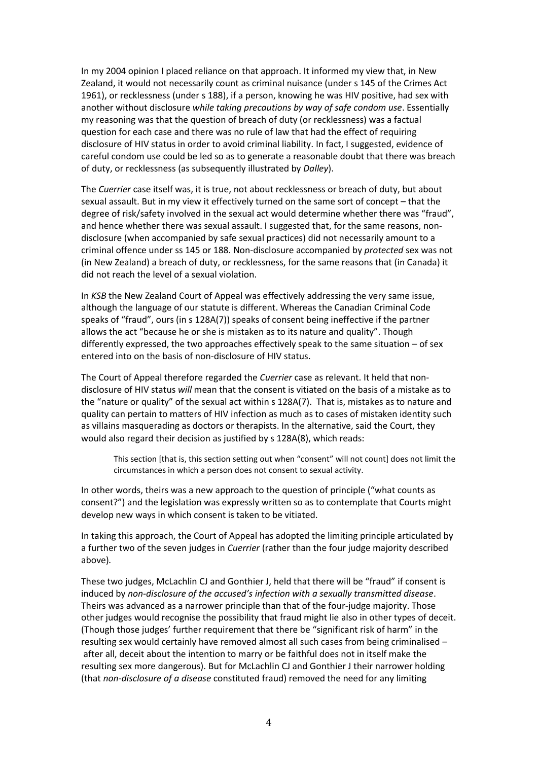In my 2004 opinion I placed reliance on that approach. It informed my view that, in New Zealand, it would not necessarily count as criminal nuisance (under s 145 of the Crimes Act 1961), or recklessness (under s 188), if a person, knowing he was HIV positive, had sex with another without disclosure *while taking precautions by way of safe condom use*. Essentially my reasoning was that the question of breach of duty (or recklessness) was a factual question for each case and there was no rule of law that had the effect of requiring disclosure of HIV status in order to avoid criminal liability. In fact, I suggested, evidence of careful condom use could be led so as to generate a reasonable doubt that there was breach of duty, or recklessness (as subsequently illustrated by *Dalley*).

The *Cuerrier* case itself was, it is true, not about recklessness or breach of duty, but about sexual assault. But in my view it effectively turned on the same sort of concept – that the degree of risk/safety involved in the sexual act would determine whether there was "fraud", and hence whether there was sexual assault. I suggested that, for the same reasons, non-disclosure (when accompanied by safe sexual practices) did not necessarily amount to a criminal offence under ss 145 or 188. Non-disclosure accompanied by *protected* sex was not (in New Zealand) a breach of duty, or recklessness, for the same reasons that (in Canada) it did not reach the level of a sexual violation.

In *KSB* the New Zealand Court of Appeal was effectively addressing the very same issue, although the language of our statute is different. Whereas the Canadian Criminal Code speaks of "fraud", ours (in s 128A(7)) speaks of consent being ineffective if the partner allows the act "because he or she is mistaken as to its nature and quality". Though differently expressed, the two approaches effectively speak to the same situation – of sex entered into on the basis of non-disclosure of HIV status.

The Court of Appeal therefore regarded the *Cuerrier* case as relevant. It held that non-disclosure of HIV status *will* mean that the consent is vitiated on the basis of a mistake as to the "nature or quality" of the sexual act within s 128A(7). That is, mistakes as to nature and quality can pertain to matters of HIV infection as much as to cases of mistaken identity such as villains masquerading as doctors or therapists. In the alternative, said the Court, they would also regard their decision as justified by s 128A(8), which reads:

> This section [that is, this section setting out when "consent" will not count] does not limit the circumstances in which a person does not consent to sexual activity.

In other words, theirs was a new approach to the question of principle ("what counts as consent?") and the legislation was expressly written so as to contemplate that Courts might develop new ways in which consent is taken to be vitiated.

In taking this approach, the Court of Appeal has adopted the limiting principle articulated by a further two of the seven judges in *Cuerrier* (rather than the four judge majority described above).

These two judges, McLachlin CJ and Gonthier J, held that there will be "fraud" if consent is induced by *non-disclosure of the accused's infection with a sexually transmitted disease*. Theirs was advanced as a narrower principle than that of the four-judge majority. Those other judges would recognise the possibility that fraud might lie also in other types of deceit. (Though those judges' further requirement that there be "significant risk of harm" in the resulting sex would certainly have removed almost all such cases from being criminalised – after all, deceit about the intention to marry or be faithful does not in itself make the resulting sex more dangerous). But for McLachlin CJ and Gonthier J their narrower holding (that *non-disclosure of a disease* constituted fraud) removed the need for any limiting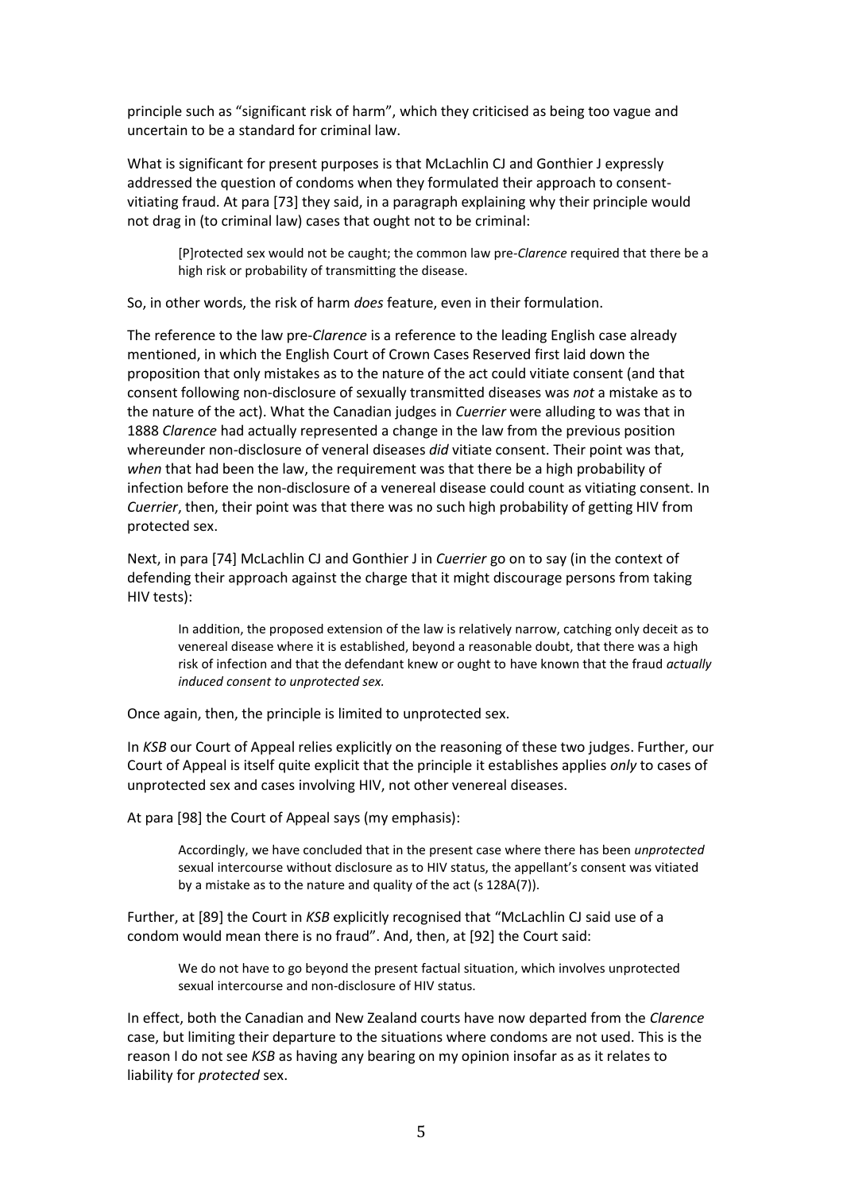principle such as "significant risk of harm", which they criticised as being too vague and uncertain to be a standard for criminal law.

What is significant for present purposes is that McLachlin CJ and Gonthier J expressly addressed the question of condoms when they formulated their approach to consent-vitiating fraud. At para [73] they said, in a paragraph explaining why their principle would not drag in (to criminal law) cases that ought not to be criminal:

> [P]rotected sex would not be caught; the common law pre-*Clarence* required that there be a high risk or probability of transmitting the disease.

So, in other words, the risk of harm *does* feature, even in their formulation.

The reference to the law pre-*Clarence* is a reference to the leading English case already mentioned, in which the English Court of Crown Cases Reserved first laid down the proposition that only mistakes as to the nature of the act could vitiate consent (and that consent following non-disclosure of sexually transmitted diseases was *not* a mistake as to the nature of the act). What the Canadian judges in *Cuerrier* were alluding to was that in 1888 *Clarence* had actually represented a change in the law from the previous position whereunder non-disclosure of veneral diseases *did* vitiate consent. Their point was that, *when* that had been the law, the requirement was that there be a high probability of infection before the non-disclosure of a venereal disease could count as vitiating consent. In *Cuerrier*, then, their point was that there was no such high probability of getting HIV from protected sex.

Next, in para [74] McLachlin CJ and Gonthier J in *Cuerrier* go on to say (in the context of defending their approach against the charge that it might discourage persons from taking HIV tests):

> In addition, the proposed extension of the law is relatively narrow, catching only deceit as to venereal disease where it is established, beyond a reasonable doubt, that there was a high risk of infection and that the defendant knew or ought to have known that the fraud *actually induced consent to unprotected sex.*

Once again, then, the principle is limited to unprotected sex.

In *KSB* our Court of Appeal relies explicitly on the reasoning of these two judges. Further, our Court of Appeal is itself quite explicit that the principle it establishes applies *only* to cases of unprotected sex and cases involving HIV, not other venereal diseases.

At para [98] the Court of Appeal says (my emphasis):

> Accordingly, we have concluded that in the present case where there has been *unprotected* sexual intercourse without disclosure as to HIV status, the appellant's consent was vitiated by a mistake as to the nature and quality of the act (s 128A(7)).

Further, at [89] the Court in *KSB* explicitly recognised that "McLachlin CJ said use of a condom would mean there is no fraud". And, then, at [92] the Court said:

> We do not have to go beyond the present factual situation, which involves unprotected sexual intercourse and non-disclosure of HIV status.

In effect, both the Canadian and New Zealand courts have now departed from the *Clarence* case, but limiting their departure to the situations where condoms are not used. This is the reason I do not see *KSB* as having any bearing on my opinion insofar as as it relates to liability for *protected* sex.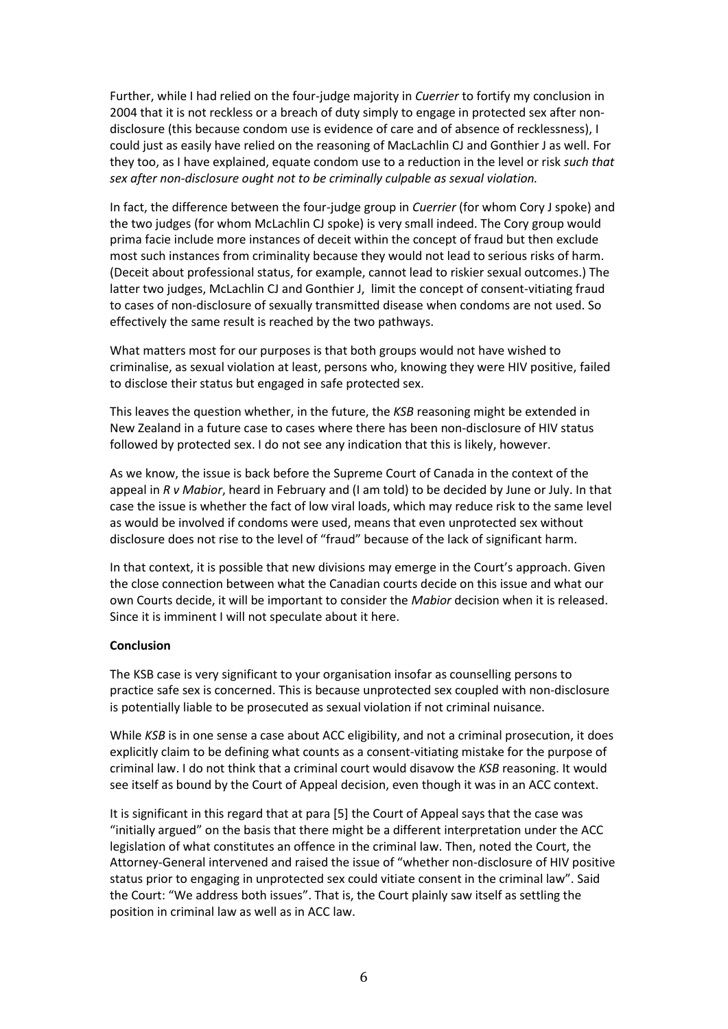Further, while I had relied on the four-judge majority in *Cuerrier* to fortify my conclusion in 2004 that it is not reckless or a breach of duty simply to engage in protected sex after non-disclosure (this because condom use is evidence of care and of absence of recklessness), I could just as easily have relied on the reasoning of MacLachlin CJ and Gonthier J as well. For they too, as I have explained, equate condom use to a reduction in the level or risk *such that sex after non-disclosure ought not to be criminally culpable as sexual violation.*

In fact, the difference between the four-judge group in *Cuerrier* (for whom Cory J spoke) and the two judges (for whom McLachlin CJ spoke) is very small indeed. The Cory group would prima facie include more instances of deceit within the concept of fraud but then exclude most such instances from criminality because they would not lead to serious risks of harm. (Deceit about professional status, for example, cannot lead to riskier sexual outcomes.) The latter two judges, McLachlin CJ and Gonthier J, limit the concept of consent-vitiating fraud to cases of non-disclosure of sexually transmitted disease when condoms are not used. So effectively the same result is reached by the two pathways.

What matters most for our purposes is that both groups would not have wished to criminalise, as sexual violation at least, persons who, knowing they were HIV positive, failed to disclose their status but engaged in safe protected sex.

This leaves the question whether, in the future, the *KSB* reasoning might be extended in New Zealand in a future case to cases where there has been non-disclosure of HIV status followed by protected sex. I do not see any indication that this is likely, however.

As we know, the issue is back before the Supreme Court of Canada in the context of the appeal in *R v Mabior*, heard in February and (I am told) to be decided by June or July. In that case the issue is whether the fact of low viral loads, which may reduce risk to the same level as would be involved if condoms were used, means that even unprotected sex without disclosure does not rise to the level of "fraud" because of the lack of significant harm.

In that context, it is possible that new divisions may emerge in the Court's approach. Given the close connection between what the Canadian courts decide on this issue and what our own Courts decide, it will be important to consider the *Mabior* decision when it is released. Since it is imminent I will not speculate about it here.

**Conclusion**

The KSB case is very significant to your organisation insofar as counselling persons to practice safe sex is concerned. This is because unprotected sex coupled with non-disclosure is potentially liable to be prosecuted as sexual violation if not criminal nuisance.

While *KSB* is in one sense a case about ACC eligibility, and not a criminal prosecution, it does explicitly claim to be defining what counts as a consent-vitiating mistake for the purpose of criminal law. I do not think that a criminal court would disavow the *KSB* reasoning. It would see itself as bound by the Court of Appeal decision, even though it was in an ACC context.

It is significant in this regard that at para [5] the Court of Appeal says that the case was "initially argued" on the basis that there might be a different interpretation under the ACC legislation of what constitutes an offence in the criminal law. Then, noted the Court, the Attorney-General intervened and raised the issue of "whether non-disclosure of HIV positive status prior to engaging in unprotected sex could vitiate consent in the criminal law". Said the Court: "We address both issues". That is, the Court plainly saw itself as settling the position in criminal law as well as in ACC law.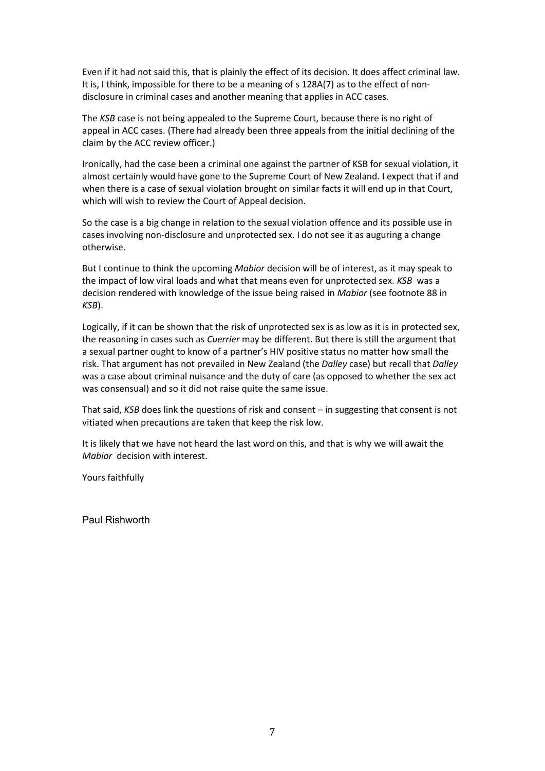Even if it had not said this, that is plainly the effect of its decision. It does affect criminal law. It is, I think, impossible for there to be a meaning of s 128A(7) as to the effect of non-disclosure in criminal cases and another meaning that applies in ACC cases.

The *KSB* case is not being appealed to the Supreme Court, because there is no right of appeal in ACC cases. (There had already been three appeals from the initial declining of the claim by the ACC review officer.)

Ironically, had the case been a criminal one against the partner of KSB for sexual violation, it almost certainly would have gone to the Supreme Court of New Zealand. I expect that if and when there is a case of sexual violation brought on similar facts it will end up in that Court, which will wish to review the Court of Appeal decision.

So the case is a big change in relation to the sexual violation offence and its possible use in cases involving non-disclosure and unprotected sex. I do not see it as auguring a change otherwise.

But I continue to think the upcoming *Mabior* decision will be of interest, as it may speak to the impact of low viral loads and what that means even for unprotected sex. *KSB* was a decision rendered with knowledge of the issue being raised in *Mabior* (see footnote 88 in *KSB*).

Logically, if it can be shown that the risk of unprotected sex is as low as it is in protected sex, the reasoning in cases such as *Cuerrier* may be different. But there is still the argument that a sexual partner ought to know of a partner's HIV positive status no matter how small the risk. That argument has not prevailed in New Zealand (the *Dalley* case) but recall that *Dalley* was a case about criminal nuisance and the duty of care (as opposed to whether the sex act was consensual) and so it did not raise quite the same issue.

That said, *KSB* does link the questions of risk and consent – in suggesting that consent is not vitiated when precautions are taken that keep the risk low.

It is likely that we have not heard the last word on this, and that is why we will await the *Mabior* decision with interest.

Yours faithfully

Paul Rishworth